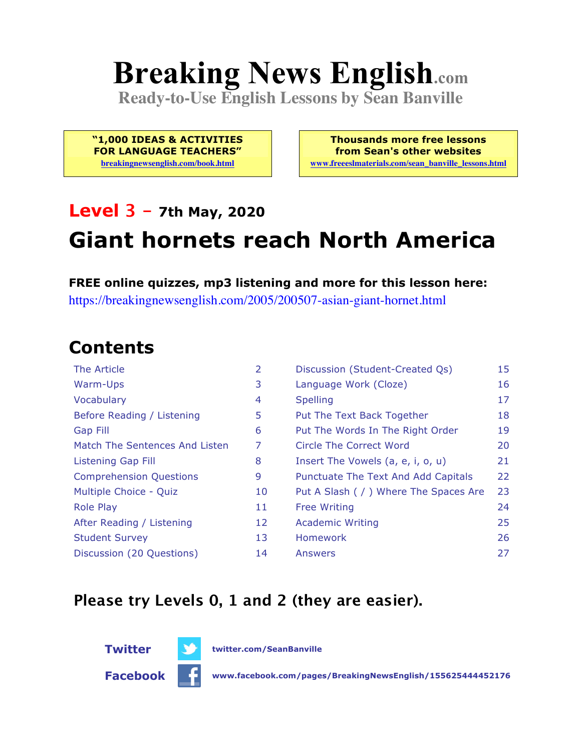# Breaking News English.com

**Ready-to-Use English Lessons by Sean Banville**

**"1,000 IDEAS & ACTIVITIES FOR LANGUAGE TEACHERS"**
breakingnewsenglish.com/book.html

**Thousands more free lessons from Sean's other websites**
www.freeeslmaterials.com/sean_banville_lessons.html

## Level 3 – 7th May, 2020

# Giant hornets reach North America

**FREE online quizzes, mp3 listening and more for this lesson here:**
https://breakingnewsenglish.com/2005/200507-asian-giant-hornet.html

## Contents

| | | | |
|---|---|---|---|
| The Article | 2 | Discussion (Student-Created Qs) | 15 |
| Warm-Ups | 3 | Language Work (Cloze) | 16 |
| Vocabulary | 4 | Spelling | 17 |
| Before Reading / Listening | 5 | Put The Text Back Together | 18 |
| Gap Fill | 6 | Put The Words In The Right Order | 19 |
| Match The Sentences And Listen | 7 | Circle The Correct Word | 20 |
| Listening Gap Fill | 8 | Insert The Vowels (a, e, i, o, u) | 21 |
| Comprehension Questions | 9 | Punctuate The Text And Add Capitals | 22 |
| Multiple Choice - Quiz | 10 | Put A Slash ( / ) Where The Spaces Are | 23 |
| Role Play | 11 | Free Writing | 24 |
| After Reading / Listening | 12 | Academic Writing | 25 |
| Student Survey | 13 | Homework | 26 |
| Discussion (20 Questions) | 14 | Answers | 27 |

## Please try Levels 0, 1 and 2 (they are easier).

**Twitter** twitter.com/SeanBanville

**Facebook** www.facebook.com/pages/BreakingNewsEnglish/155625444452176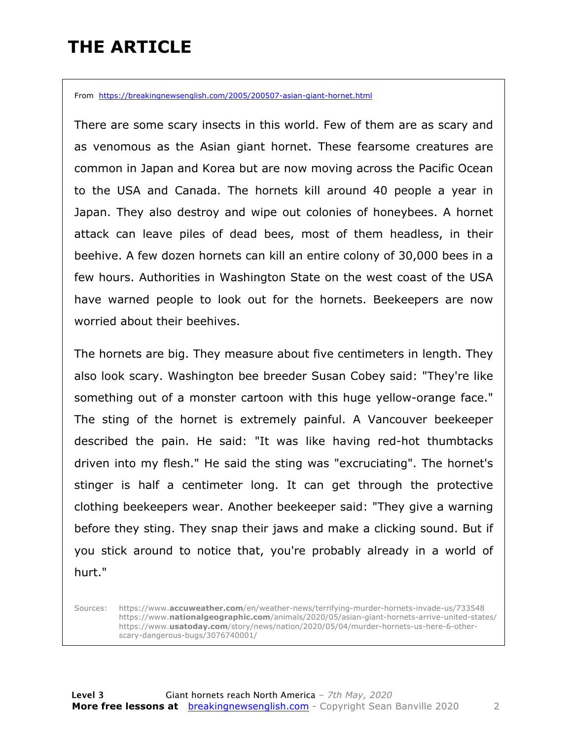# THE ARTICLE

From https://breakingnewsenglish.com/2005/200507-asian-giant-hornet.html

There are some scary insects in this world. Few of them are as scary and as venomous as the Asian giant hornet. These fearsome creatures are common in Japan and Korea but are now moving across the Pacific Ocean to the USA and Canada. The hornets kill around 40 people a year in Japan. They also destroy and wipe out colonies of honeybees. A hornet attack can leave piles of dead bees, most of them headless, in their beehive. A few dozen hornets can kill an entire colony of 30,000 bees in a few hours. Authorities in Washington State on the west coast of the USA have warned people to look out for the hornets. Beekeepers are now worried about their beehives.

The hornets are big. They measure about five centimeters in length. They also look scary. Washington bee breeder Susan Cobey said: "They're like something out of a monster cartoon with this huge yellow-orange face." The sting of the hornet is extremely painful. A Vancouver beekeeper described the pain. He said: "It was like having red-hot thumbtacks driven into my flesh." He said the sting was "excruciating". The hornet's stinger is half a centimeter long. It can get through the protective clothing beekeepers wear. Another beekeeper said: "They give a warning before they sting. They snap their jaws and make a clicking sound. But if you stick around to notice that, you're probably already in a world of hurt."

Sources: https://www.accuweather.com/en/weather-news/terrifying-murder-hornets-invade-us/733548
https://www.nationalgeographic.com/animals/2020/05/asian-giant-hornets-arrive-united-states/
https://www.usatoday.com/story/news/nation/2020/05/04/murder-hornets-us-here-6-other-scary-dangerous-bugs/3076740001/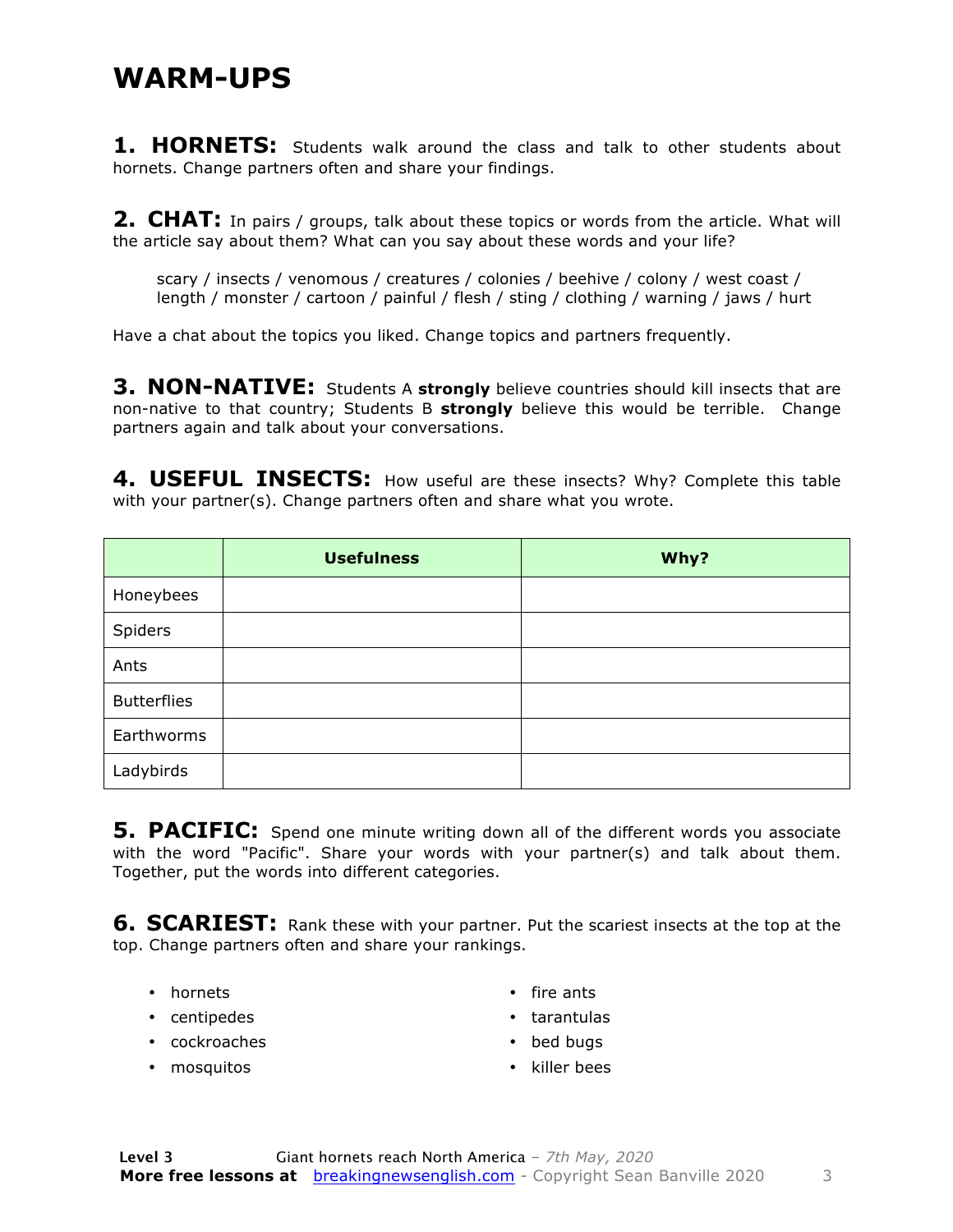# WARM-UPS

**1. HORNETS:** Students walk around the class and talk to other students about hornets. Change partners often and share your findings.

**2. CHAT:** In pairs / groups, talk about these topics or words from the article. What will the article say about them? What can you say about these words and your life?

> scary / insects / venomous / creatures / colonies / beehive / colony / west coast / length / monster / cartoon / painful / flesh / sting / clothing / warning / jaws / hurt

Have a chat about the topics you liked. Change topics and partners frequently.

**3. NON-NATIVE:** Students A **strongly** believe countries should kill insects that are non-native to that country; Students B **strongly** believe this would be terrible. Change partners again and talk about your conversations.

**4. USEFUL INSECTS:** How useful are these insects? Why? Complete this table with your partner(s). Change partners often and share what you wrote.

| | Usefulness | Why? |
|---|---|---|
| Honeybees | | |
| Spiders | | |
| Ants | | |
| Butterflies | | |
| Earthworms | | |
| Ladybirds | | |

**5. PACIFIC:** Spend one minute writing down all of the different words you associate with the word "Pacific". Share your words with your partner(s) and talk about them. Together, put the words into different categories.

**6. SCARIEST:** Rank these with your partner. Put the scariest insects at the top at the top. Change partners often and share your rankings.

- hornets
- centipedes
- cockroaches
- mosquitos
- fire ants
- tarantulas
- bed bugs
- killer bees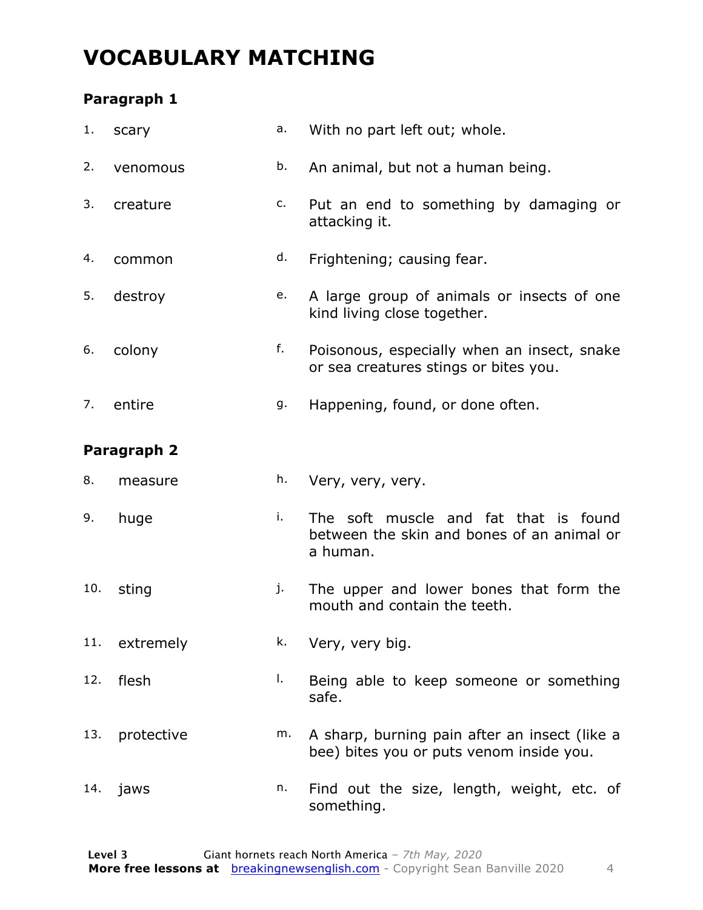# VOCABULARY MATCHING

### Paragraph 1

| | | | |
|---|---|---|---|
| 1. | scary | a. | With no part left out; whole. |
| 2. | venomous | b. | An animal, but not a human being. |
| 3. | creature | c. | Put an end to something by damaging or attacking it. |
| 4. | common | d. | Frightening; causing fear. |
| 5. | destroy | e. | A large group of animals or insects of one kind living close together. |
| 6. | colony | f. | Poisonous, especially when an insect, snake or sea creatures stings or bites you. |
| 7. | entire | g. | Happening, found, or done often. |

### Paragraph 2

| | | | |
|---|---|---|---|
| 8. | measure | h. | Very, very, very. |
| 9. | huge | i. | The soft muscle and fat that is found between the skin and bones of an animal or a human. |
| 10. | sting | j. | The upper and lower bones that form the mouth and contain the teeth. |
| 11. | extremely | k. | Very, very big. |
| 12. | flesh | l. | Being able to keep someone or something safe. |
| 13. | protective | m. | A sharp, burning pain after an insect (like a bee) bites you or puts venom inside you. |
| 14. | jaws | n. | Find out the size, length, weight, etc. of something. |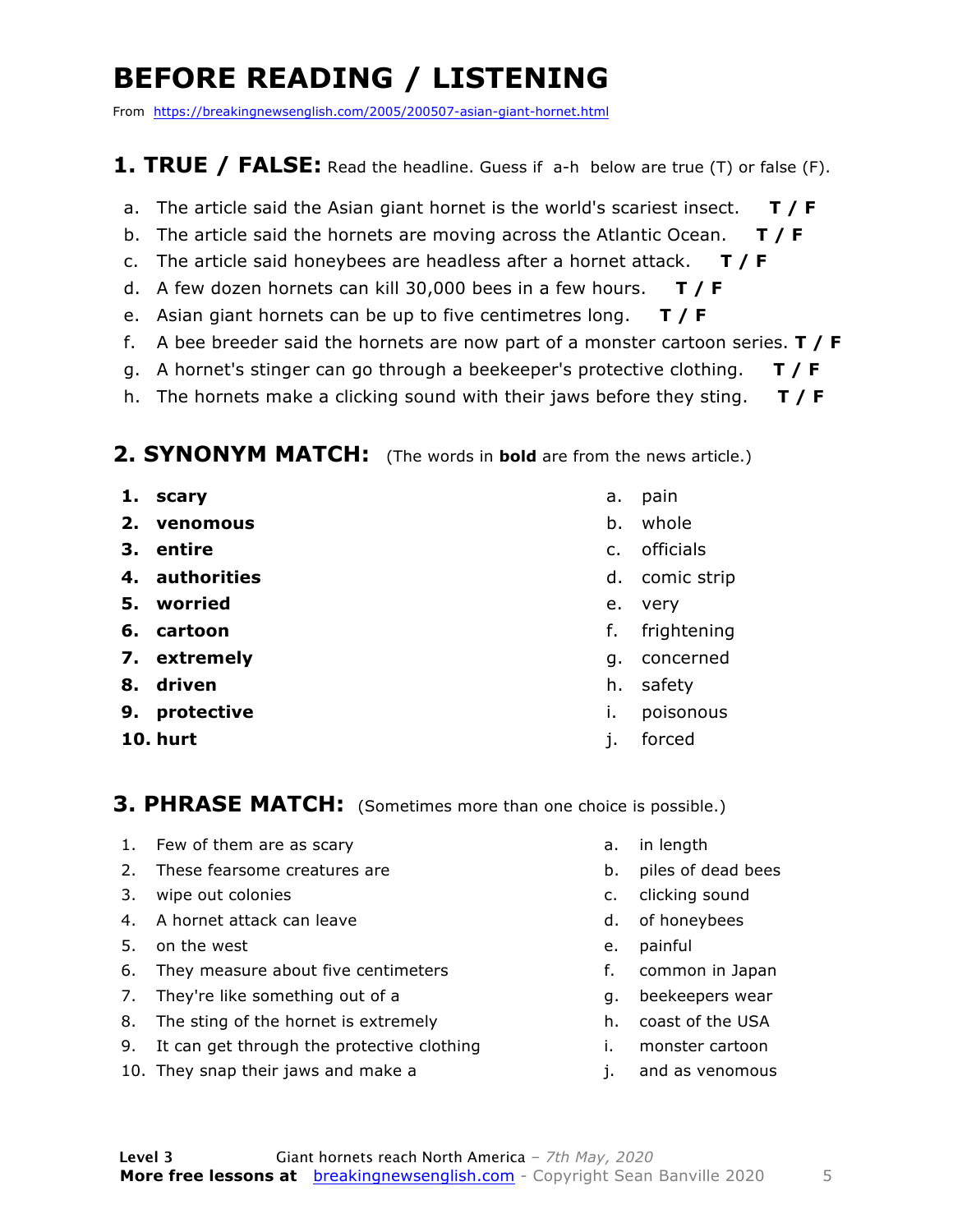# BEFORE READING / LISTENING

From https://breakingnewsenglish.com/2005/200507-asian-giant-hornet.html

## 1. TRUE / FALSE: Read the headline. Guess if a-h below are true (T) or false (F).

a. The article said the Asian giant hornet is the world's scariest insect. **T / F**

b. The article said the hornets are moving across the Atlantic Ocean. **T / F**

c. The article said honeybees are headless after a hornet attack. **T / F**

d. A few dozen hornets can kill 30,000 bees in a few hours. **T / F**

e. Asian giant hornets can be up to five centimetres long. **T / F**

f. A bee breeder said the hornets are now part of a monster cartoon series. **T / F**

g. A hornet's stinger can go through a beekeeper's protective clothing. **T / F**

h. The hornets make a clicking sound with their jaws before they sting. **T / F**

## 2. SYNONYM MATCH: (The words in **bold** are from the news article.)

1. **scary**
2. **venomous**
3. **entire**
4. **authorities**
5. **worried**
6. **cartoon**
7. **extremely**
8. **driven**
9. **protective**
10. **hurt**

a. pain
b. whole
c. officials
d. comic strip
e. very
f. frightening
g. concerned
h. safety
i. poisonous
j. forced

## 3. PHRASE MATCH: (Sometimes more than one choice is possible.)

1. Few of them are as scary
2. These fearsome creatures are
3. wipe out colonies
4. A hornet attack can leave
5. on the west
6. They measure about five centimeters
7. They're like something out of a
8. The sting of the hornet is extremely
9. It can get through the protective clothing
10. They snap their jaws and make a

a. in length
b. piles of dead bees
c. clicking sound
d. of honeybees
e. painful
f. common in Japan
g. beekeepers wear
h. coast of the USA
i. monster cartoon
j. and as venomous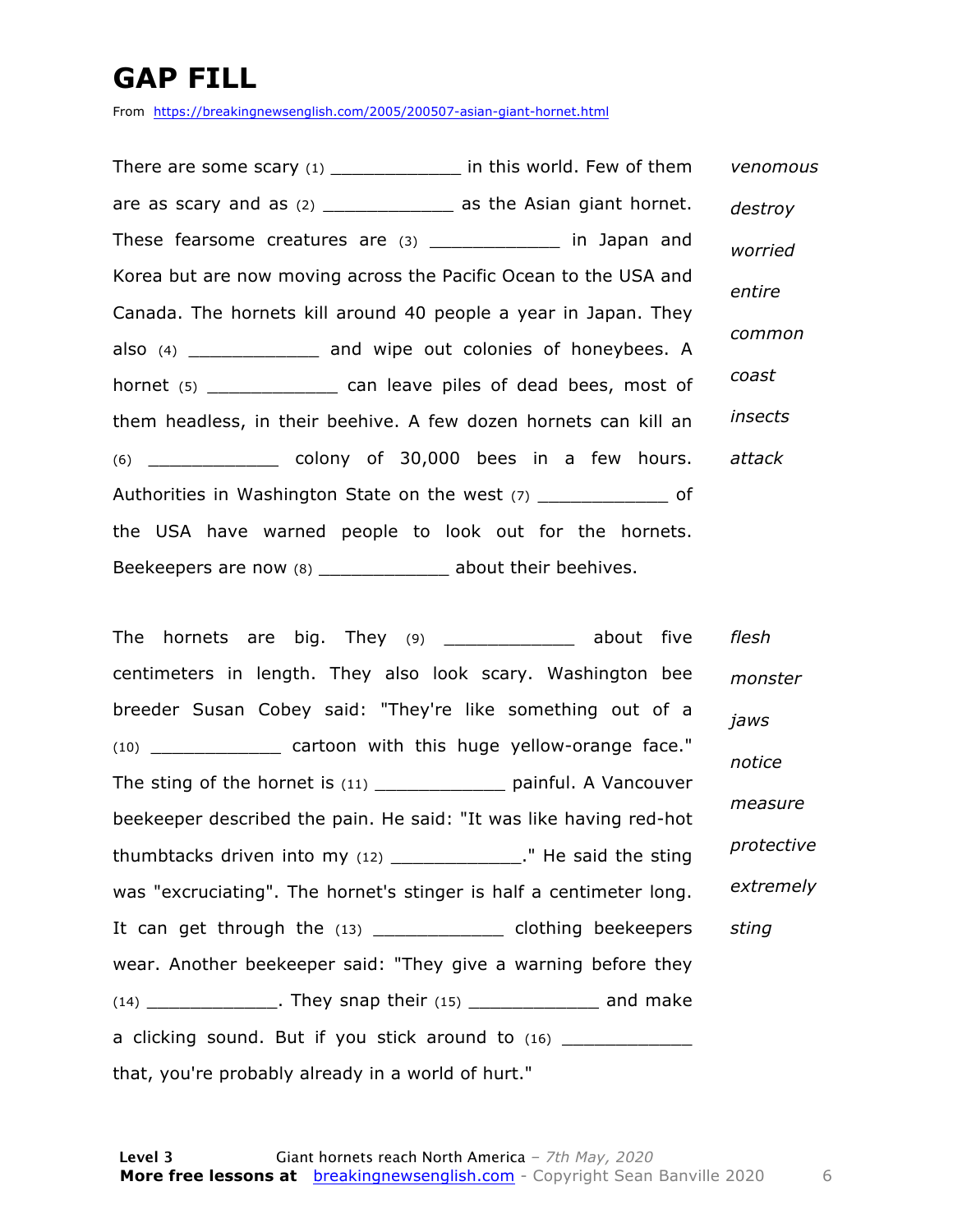# GAP FILL

From https://breakingnewsenglish.com/2005/200507-asian-giant-hornet.html

There are some scary (1) ____________ in this world. Few of them are as scary and as (2) ____________ as the Asian giant hornet. These fearsome creatures are (3) ____________ in Japan and Korea but are now moving across the Pacific Ocean to the USA and Canada. The hornets kill around 40 people a year in Japan. They also (4) ____________ and wipe out colonies of honeybees. A hornet (5) ____________ can leave piles of dead bees, most of them headless, in their beehive. A few dozen hornets can kill an (6) ____________ colony of 30,000 bees in a few hours. Authorities in Washington State on the west (7) ____________ of the USA have warned people to look out for the hornets. Beekeepers are now (8) ____________ about their beehives.

*venomous*
*destroy*
*worried*
*entire*
*common*
*coast*
*insects*
*attack*

The hornets are big. They (9) ____________ about five centimeters in length. They also look scary. Washington bee breeder Susan Cobey said: "They're like something out of a (10) ____________ cartoon with this huge yellow-orange face." The sting of the hornet is (11) ____________ painful. A Vancouver beekeeper described the pain. He said: "It was like having red-hot thumbtacks driven into my (12) ____________." He said the sting was "excruciating". The hornet's stinger is half a centimeter long. It can get through the (13) ____________ clothing beekeepers wear. Another beekeeper said: "They give a warning before they (14) ____________. They snap their (15) ____________ and make a clicking sound. But if you stick around to (16) ____________ that, you're probably already in a world of hurt."

*flesh*
*monster*
*jaws*
*notice*
*measure*
*protective*
*extremely*
*sting*

**Level 3** Giant hornets reach North America – *7th May, 2020*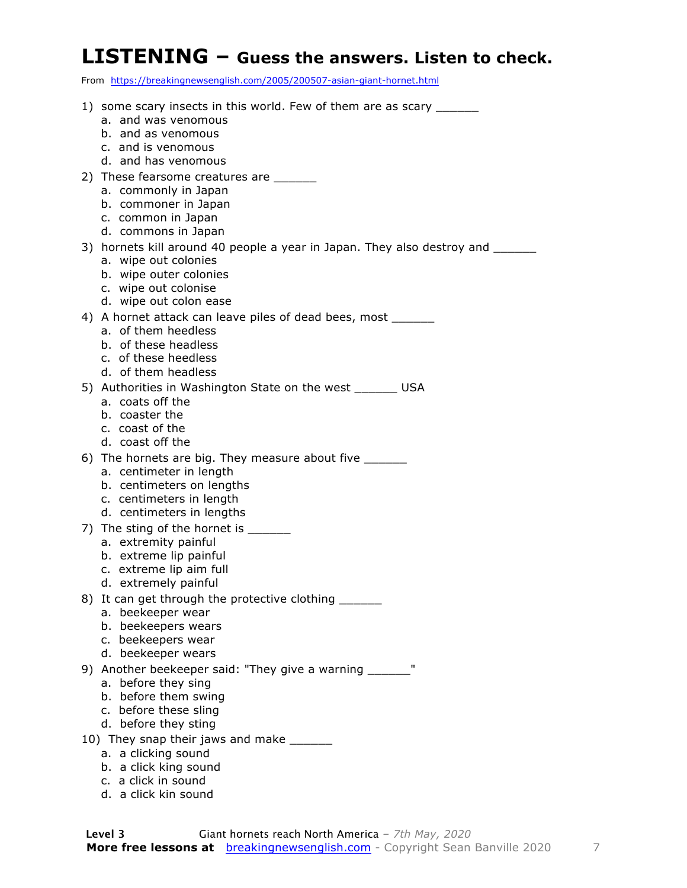# LISTENING – Guess the answers. Listen to check.

From https://breakingnewsenglish.com/2005/200507-asian-giant-hornet.html

1) some scary insects in this world. Few of them are as scary ______
   a. and was venomous
   b. and as venomous
   c. and is venomous
   d. and has venomous
2) These fearsome creatures are ______
   a. commonly in Japan
   b. commoner in Japan
   c. common in Japan
   d. commons in Japan
3) hornets kill around 40 people a year in Japan. They also destroy and ______
   a. wipe out colonies
   b. wipe outer colonies
   c. wipe out colonise
   d. wipe out colon ease
4) A hornet attack can leave piles of dead bees, most ______
   a. of them heedless
   b. of these headless
   c. of these heedless
   d. of them headless
5) Authorities in Washington State on the west ______ USA
   a. coats off the
   b. coaster the
   c. coast of the
   d. coast off the
6) The hornets are big. They measure about five ______
   a. centimeter in length
   b. centimeters on lengths
   c. centimeters in length
   d. centimeters in lengths
7) The sting of the hornet is ______
   a. extremity painful
   b. extreme lip painful
   c. extreme lip aim full
   d. extremely painful
8) It can get through the protective clothing ______
   a. beekeeper wear
   b. beekeepers wears
   c. beekeepers wear
   d. beekeeper wears
9) Another beekeeper said: "They give a warning ______"
   a. before they sing
   b. before them swing
   c. before these sling
   d. before they sting
10) They snap their jaws and make ______
   a. a clicking sound
   b. a click king sound
   c. a click in sound
   d. a click kin sound

**Level 3** Giant hornets reach North America – *7th May, 2020*
**More free lessons at** breakingnewsenglish.com - Copyright Sean Banville 2020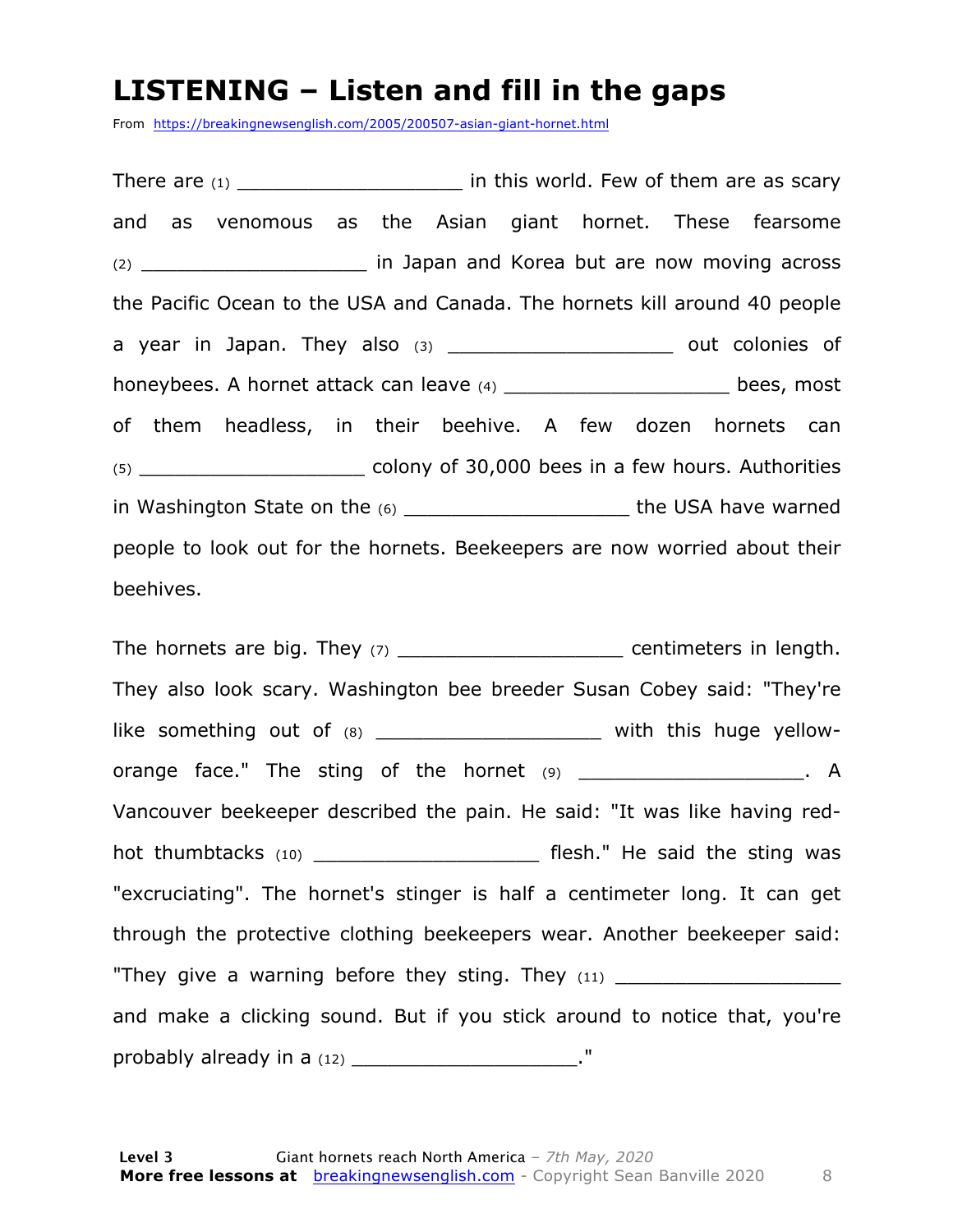# LISTENING – Listen and fill in the gaps

From https://breakingnewsenglish.com/2005/200507-asian-giant-hornet.html

There are (1) ___________________ in this world. Few of them are as scary and as venomous as the Asian giant hornet. These fearsome (2) ___________________ in Japan and Korea but are now moving across the Pacific Ocean to the USA and Canada. The hornets kill around 40 people a year in Japan. They also (3) ___________________ out colonies of honeybees. A hornet attack can leave (4) ___________________ bees, most of them headless, in their beehive. A few dozen hornets can (5) ___________________ colony of 30,000 bees in a few hours. Authorities in Washington State on the (6) ___________________ the USA have warned people to look out for the hornets. Beekeepers are now worried about their beehives.

The hornets are big. They (7) ___________________ centimeters in length. They also look scary. Washington bee breeder Susan Cobey said: "They're like something out of (8) ___________________ with this huge yellow-orange face." The sting of the hornet (9) ___________________. A Vancouver beekeeper described the pain. He said: "It was like having red-hot thumbtacks (10) ___________________ flesh." He said the sting was "excruciating". The hornet's stinger is half a centimeter long. It can get through the protective clothing beekeepers wear. Another beekeeper said: "They give a warning before they sting. They (11) ___________________ and make a clicking sound. But if you stick around to notice that, you're probably already in a (12) ___________________."

**Level 3** Giant hornets reach North America – *7th May, 2020*
**More free lessons at** breakingnewsenglish.com - Copyright Sean Banville 2020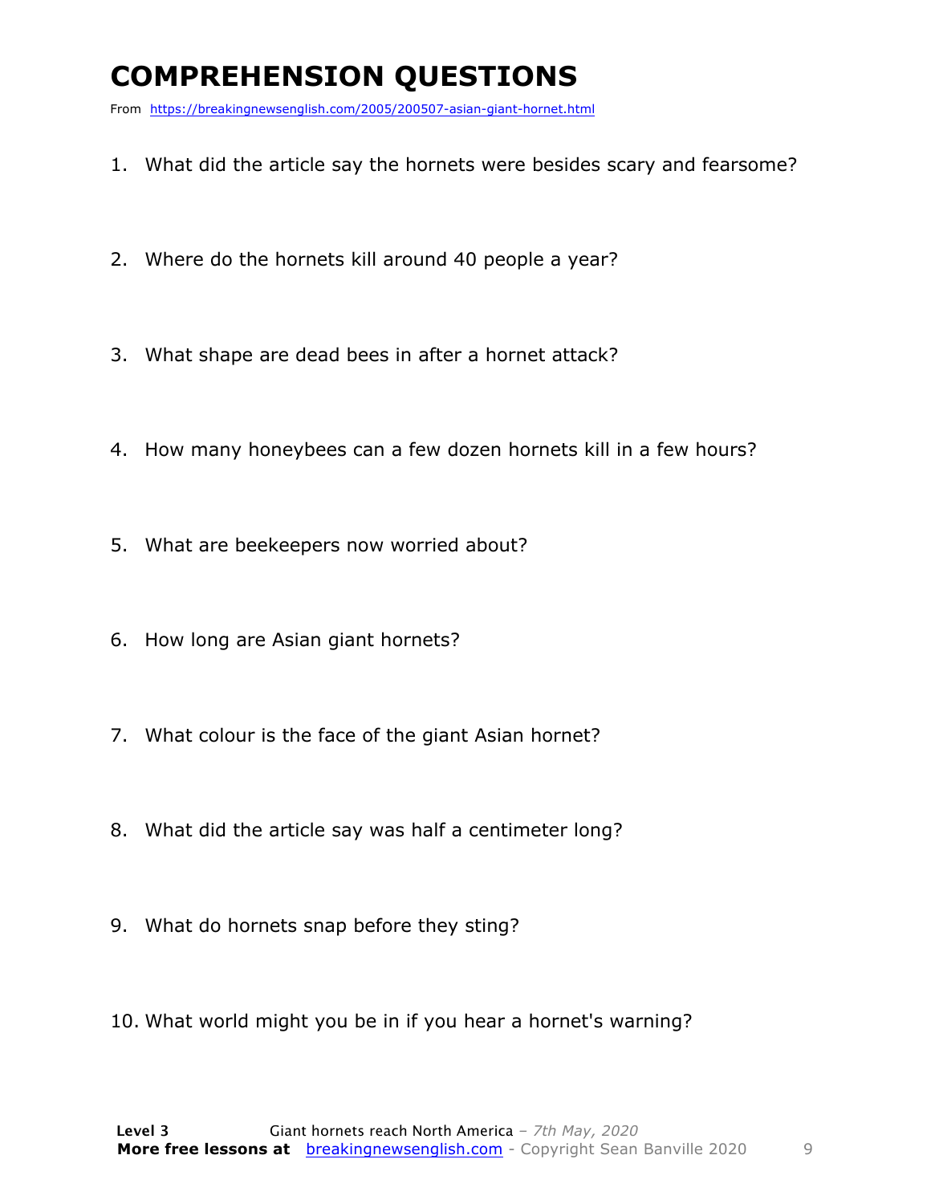# COMPREHENSION QUESTIONS

From https://breakingnewsenglish.com/2005/200507-asian-giant-hornet.html

1. What did the article say the hornets were besides scary and fearsome?
2. Where do the hornets kill around 40 people a year?
3. What shape are dead bees in after a hornet attack?
4. How many honeybees can a few dozen hornets kill in a few hours?
5. What are beekeepers now worried about?
6. How long are Asian giant hornets?
7. What colour is the face of the giant Asian hornet?
8. What did the article say was half a centimeter long?
9. What do hornets snap before they sting?
10. What world might you be in if you hear a hornet's warning?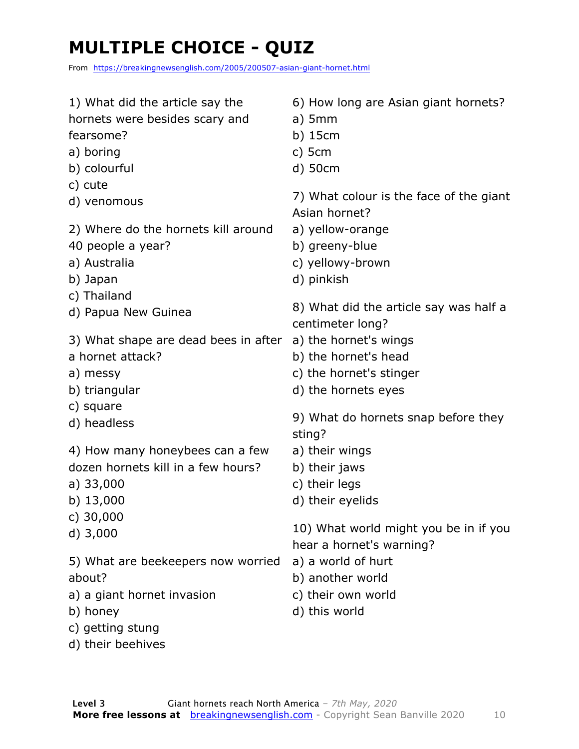# MULTIPLE CHOICE - QUIZ

From https://breakingnewsenglish.com/2005/200507-asian-giant-hornet.html

1) What did the article say the hornets were besides scary and fearsome?
a) boring
b) colourful
c) cute
d) venomous

2) Where do the hornets kill around 40 people a year?
a) Australia
b) Japan
c) Thailand
d) Papua New Guinea

3) What shape are dead bees in after a hornet attack?
a) messy
b) triangular
c) square
d) headless

4) How many honeybees can a few dozen hornets kill in a few hours?
a) 33,000
b) 13,000
c) 30,000
d) 3,000

5) What are beekeepers now worried about?
a) a giant hornet invasion
b) honey
c) getting stung
d) their beehives

6) How long are Asian giant hornets?
a) 5mm
b) 15cm
c) 5cm
d) 50cm

7) What colour is the face of the giant Asian hornet?
a) yellow-orange
b) greeny-blue
c) yellowy-brown
d) pinkish

8) What did the article say was half a centimeter long?
a) the hornet's wings
b) the hornet's head
c) the hornet's stinger
d) the hornets eyes

9) What do hornets snap before they sting?
a) their wings
b) their jaws
c) their legs
d) their eyelids

10) What world might you be in if you hear a hornet's warning?
a) a world of hurt
b) another world
c) their own world
d) this world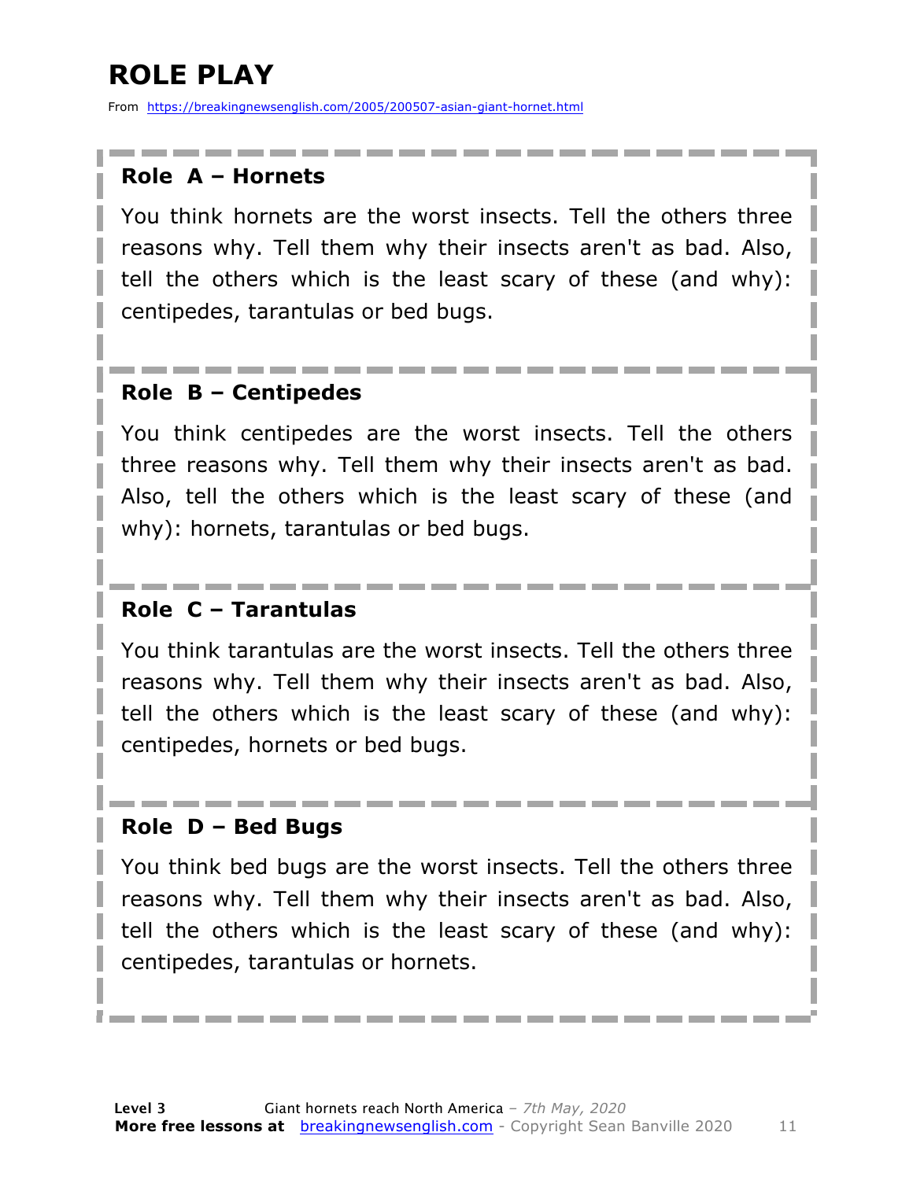# ROLE PLAY

From https://breakingnewsenglish.com/2005/200507-asian-giant-hornet.html

### Role A – Hornets

You think hornets are the worst insects. Tell the others three reasons why. Tell them why their insects aren't as bad. Also, tell the others which is the least scary of these (and why): centipedes, tarantulas or bed bugs.

### Role B – Centipedes

You think centipedes are the worst insects. Tell the others three reasons why. Tell them why their insects aren't as bad. Also, tell the others which is the least scary of these (and why): hornets, tarantulas or bed bugs.

### Role C – Tarantulas

You think tarantulas are the worst insects. Tell the others three reasons why. Tell them why their insects aren't as bad. Also, tell the others which is the least scary of these (and why): centipedes, hornets or bed bugs.

### Role D – Bed Bugs

You think bed bugs are the worst insects. Tell the others three reasons why. Tell them why their insects aren't as bad. Also, tell the others which is the least scary of these (and why): centipedes, tarantulas or hornets.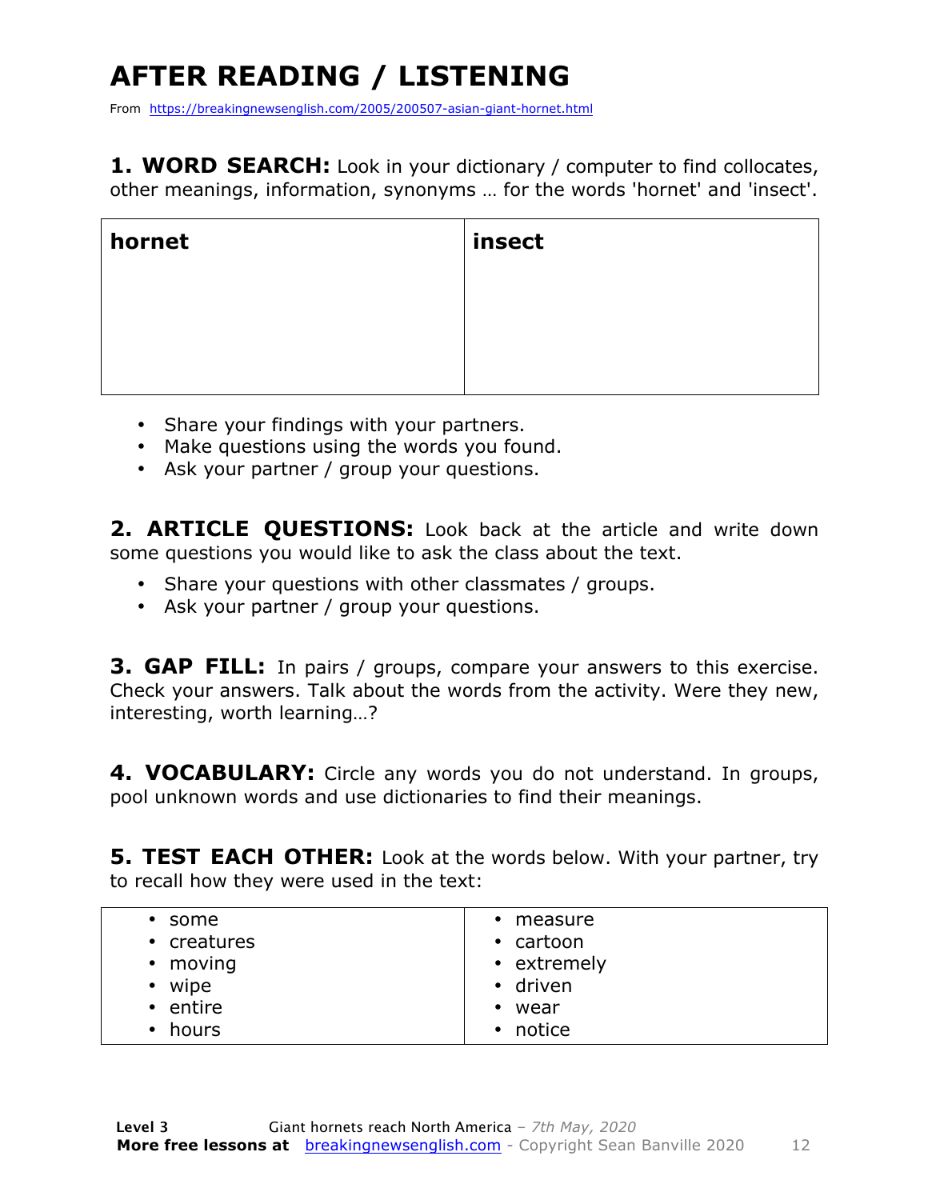# AFTER READING / LISTENING

From https://breakingnewsenglish.com/2005/200507-asian-giant-hornet.html

**1. WORD SEARCH:** Look in your dictionary / computer to find collocates, other meanings, information, synonyms … for the words 'hornet' and 'insect'.

| hornet | insect |
|---|---|
| | |

- Share your findings with your partners.
- Make questions using the words you found.
- Ask your partner / group your questions.

**2. ARTICLE QUESTIONS:** Look back at the article and write down some questions you would like to ask the class about the text.

- Share your questions with other classmates / groups.
- Ask your partner / group your questions.

**3. GAP FILL:** In pairs / groups, compare your answers to this exercise. Check your answers. Talk about the words from the activity. Were they new, interesting, worth learning…?

**4. VOCABULARY:** Circle any words you do not understand. In groups, pool unknown words and use dictionaries to find their meanings.

**5. TEST EACH OTHER:** Look at the words below. With your partner, try to recall how they were used in the text:

| | |
|---|---|
| • some<br>• creatures<br>• moving<br>• wipe<br>• entire<br>• hours | • measure<br>• cartoon<br>• extremely<br>• driven<br>• wear<br>• notice |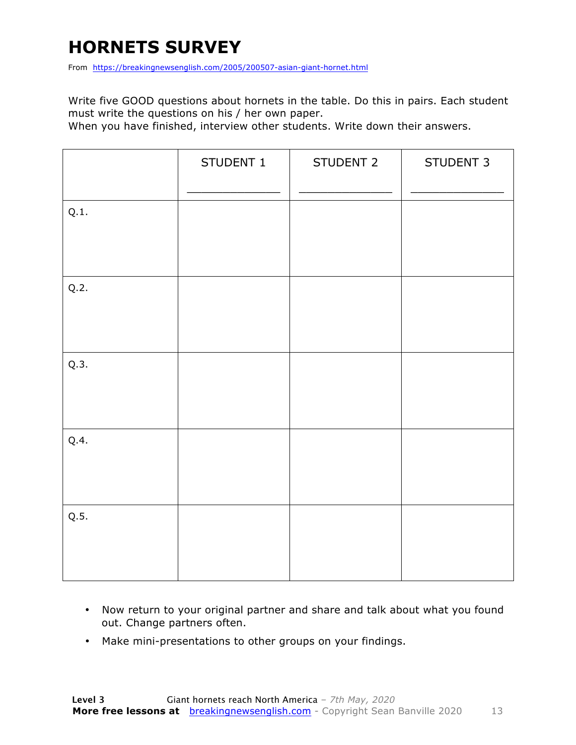# HORNETS SURVEY

From https://breakingnewsenglish.com/2005/200507-asian-giant-hornet.html

Write five GOOD questions about hornets in the table. Do this in pairs. Each student must write the questions on his / her own paper.
When you have finished, interview other students. Write down their answers.

| | STUDENT 1<br>_____________ | STUDENT 2<br>_____________ | STUDENT 3<br>_____________ |
|---|---|---|---|
| Q.1. | | | |
| Q.2. | | | |
| Q.3. | | | |
| Q.4. | | | |
| Q.5. | | | |

- Now return to your original partner and share and talk about what you found out. Change partners often.
- Make mini-presentations to other groups on your findings.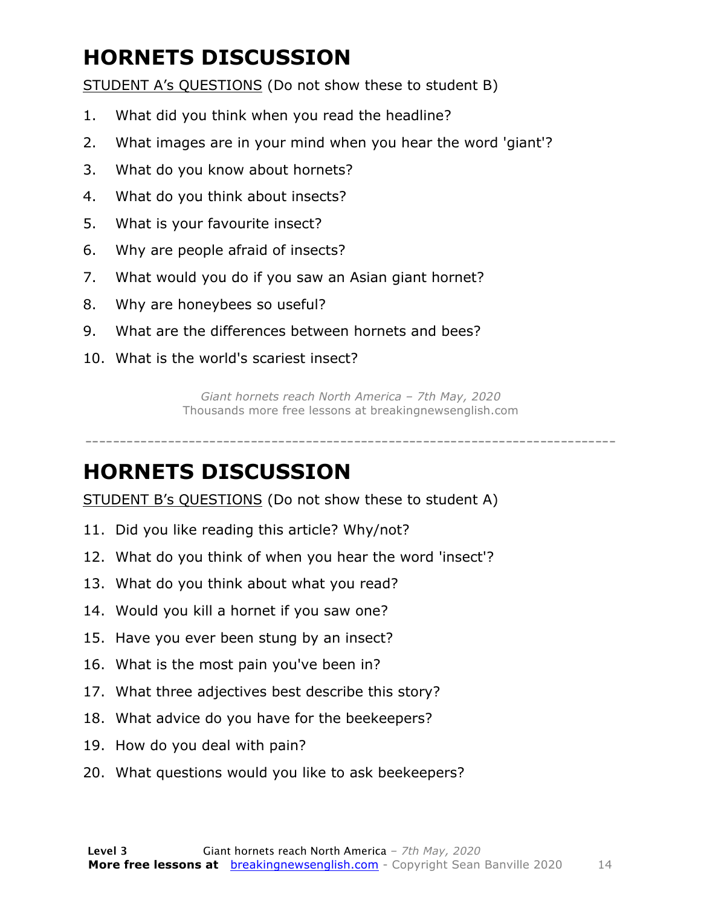# HORNETS DISCUSSION

STUDENT A's QUESTIONS (Do not show these to student B)

1. What did you think when you read the headline?
2. What images are in your mind when you hear the word 'giant'?
3. What do you know about hornets?
4. What do you think about insects?
5. What is your favourite insect?
6. Why are people afraid of insects?
7. What would you do if you saw an Asian giant hornet?
8. Why are honeybees so useful?
9. What are the differences between hornets and bees?
10. What is the world's scariest insect?

*Giant hornets reach North America – 7th May, 2020*
Thousands more free lessons at breakingnewsenglish.com

---

# HORNETS DISCUSSION

STUDENT B's QUESTIONS (Do not show these to student A)

11. Did you like reading this article? Why/not?
12. What do you think of when you hear the word 'insect'?
13. What do you think about what you read?
14. Would you kill a hornet if you saw one?
15. Have you ever been stung by an insect?
16. What is the most pain you've been in?
17. What three adjectives best describe this story?
18. What advice do you have for the beekeepers?
19. How do you deal with pain?
20. What questions would you like to ask beekeepers?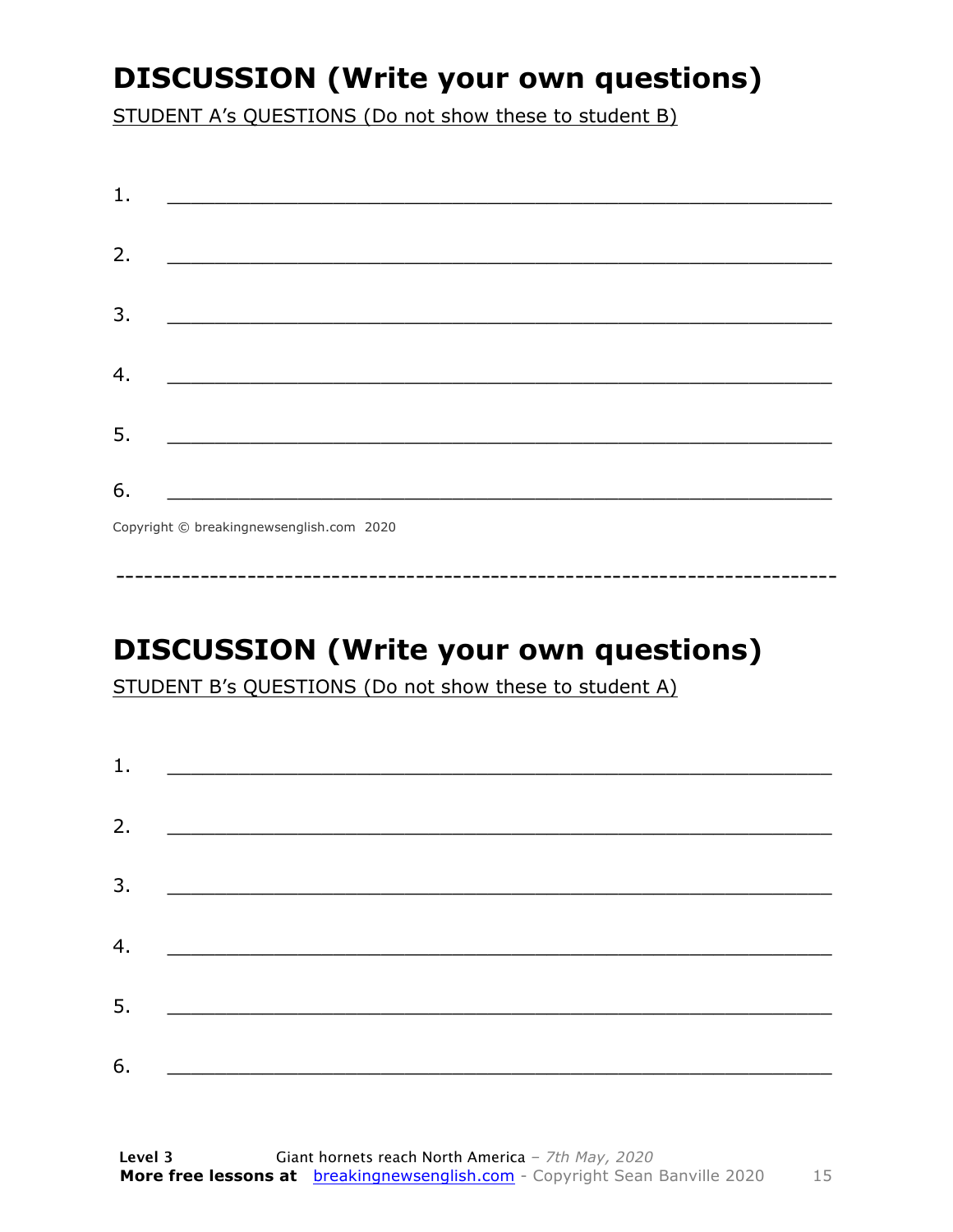## DISCUSSION (Write your own questions)

STUDENT A's QUESTIONS (Do not show these to student B)

1. ___________________________________________________________

2. ___________________________________________________________

3. ___________________________________________________________

4. ___________________________________________________________

5. ___________________________________________________________

6. ___________________________________________________________

Copyright © breakingnewsenglish.com 2020

---

## DISCUSSION (Write your own questions)

STUDENT B's QUESTIONS (Do not show these to student A)

1. ___________________________________________________________

2. ___________________________________________________________

3. ___________________________________________________________

4. ___________________________________________________________

5. ___________________________________________________________

6. ___________________________________________________________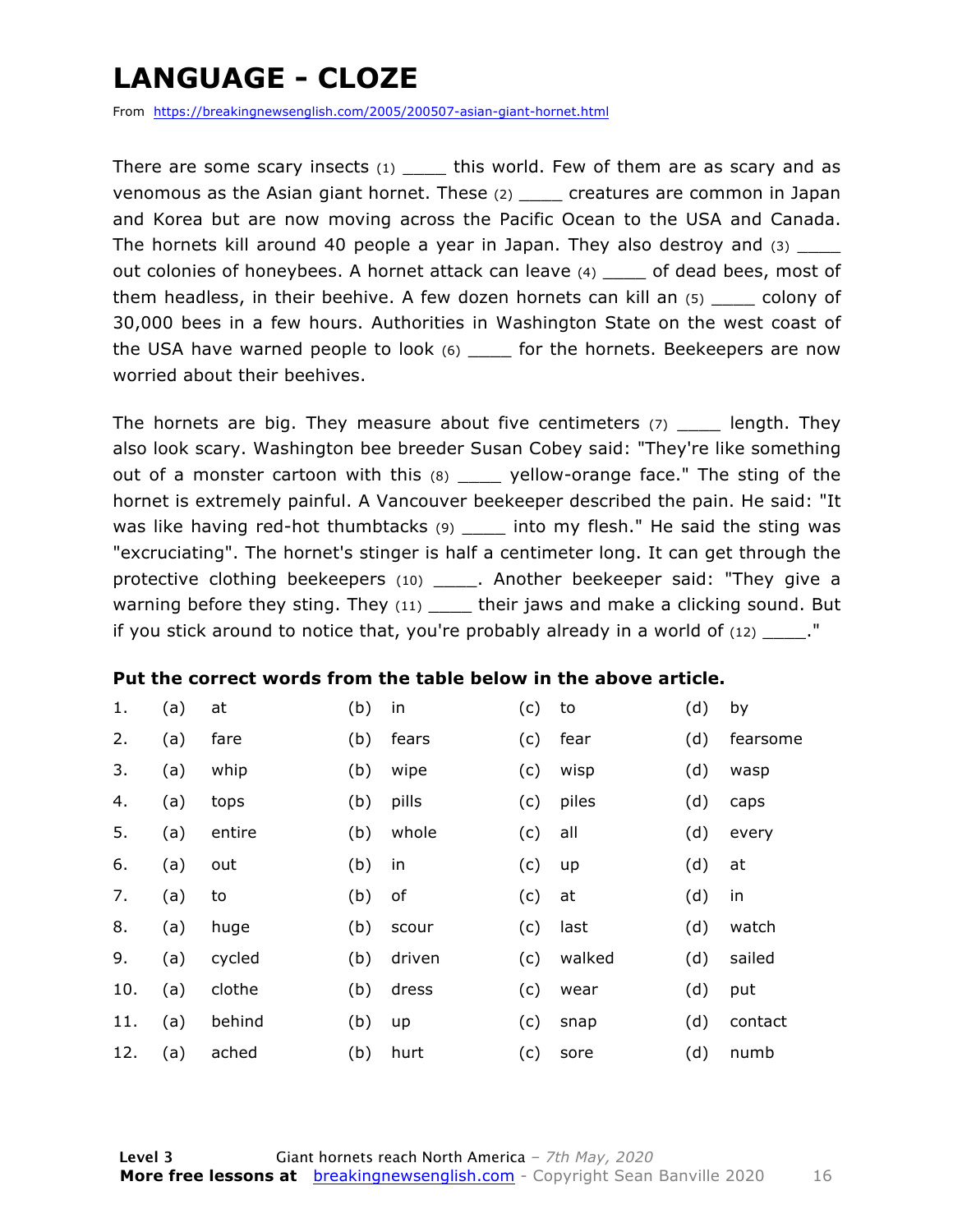# LANGUAGE - CLOZE

From https://breakingnewsenglish.com/2005/200507-asian-giant-hornet.html

There are some scary insects (1) ____ this world. Few of them are as scary and as venomous as the Asian giant hornet. These (2) ____ creatures are common in Japan and Korea but are now moving across the Pacific Ocean to the USA and Canada. The hornets kill around 40 people a year in Japan. They also destroy and (3) ____ out colonies of honeybees. A hornet attack can leave (4) ____ of dead bees, most of them headless, in their beehive. A few dozen hornets can kill an (5) ____ colony of 30,000 bees in a few hours. Authorities in Washington State on the west coast of the USA have warned people to look (6) ____ for the hornets. Beekeepers are now worried about their beehives.

The hornets are big. They measure about five centimeters (7) ____ length. They also look scary. Washington bee breeder Susan Cobey said: "They're like something out of a monster cartoon with this (8) ____ yellow-orange face." The sting of the hornet is extremely painful. A Vancouver beekeeper described the pain. He said: "It was like having red-hot thumbtacks (9) ____ into my flesh." He said the sting was "excruciating". The hornet's stinger is half a centimeter long. It can get through the protective clothing beekeepers (10) ____. Another beekeeper said: "They give a warning before they sting. They (11) ____ their jaws and make a clicking sound. But if you stick around to notice that, you're probably already in a world of (12) ____."

**Put the correct words from the table below in the above article.**

| | | | | | | | | |
|---|---|---|---|---|---|---|---|---|
| 1. | (a) | at | (b) | in | (c) | to | (d) | by |
| 2. | (a) | fare | (b) | fears | (c) | fear | (d) | fearsome |
| 3. | (a) | whip | (b) | wipe | (c) | wisp | (d) | wasp |
| 4. | (a) | tops | (b) | pills | (c) | piles | (d) | caps |
| 5. | (a) | entire | (b) | whole | (c) | all | (d) | every |
| 6. | (a) | out | (b) | in | (c) | up | (d) | at |
| 7. | (a) | to | (b) | of | (c) | at | (d) | in |
| 8. | (a) | huge | (b) | scour | (c) | last | (d) | watch |
| 9. | (a) | cycled | (b) | driven | (c) | walked | (d) | sailed |
| 10. | (a) | clothe | (b) | dress | (c) | wear | (d) | put |
| 11. | (a) | behind | (b) | up | (c) | snap | (d) | contact |
| 12. | (a) | ached | (b) | hurt | (c) | sore | (d) | numb |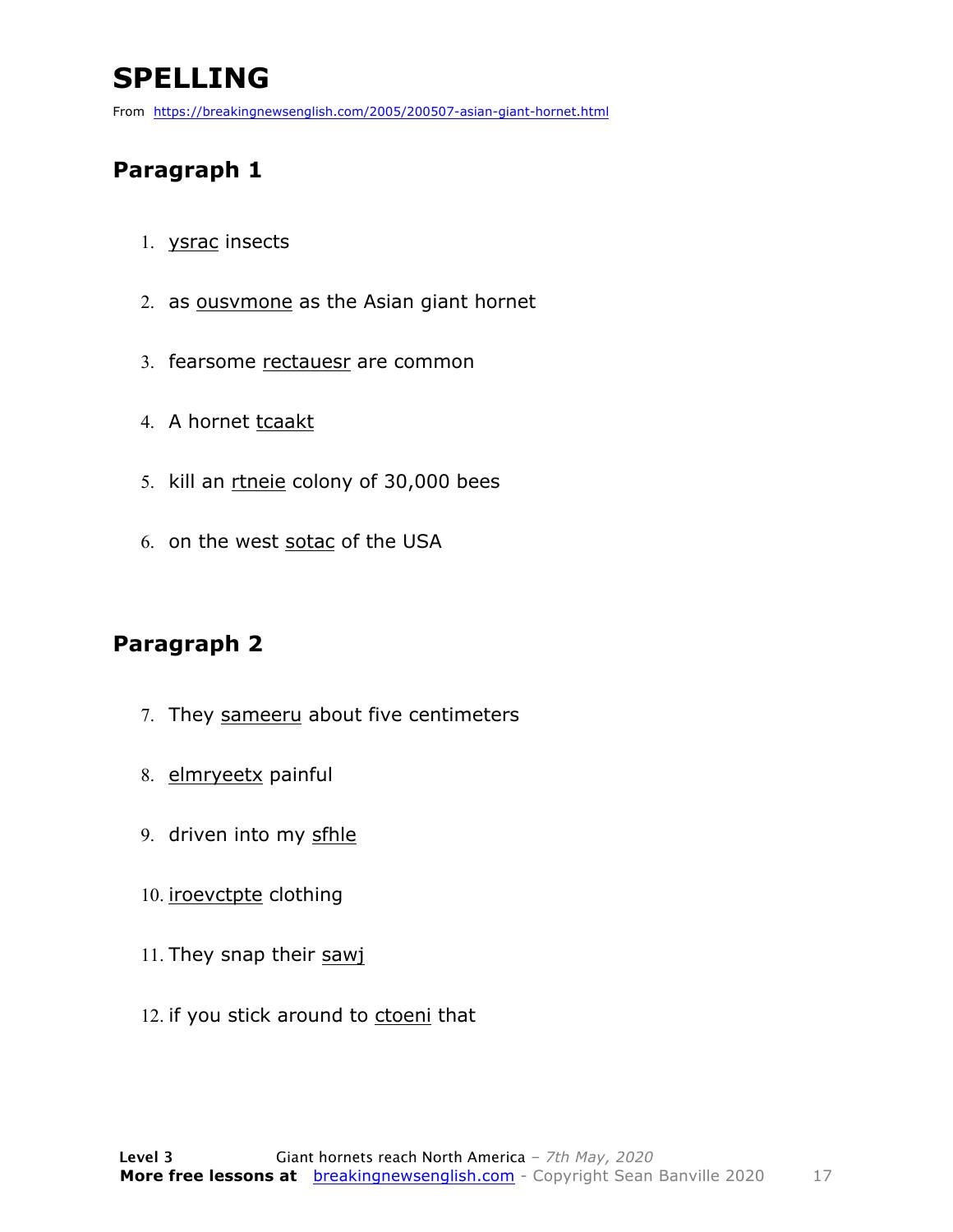# SPELLING

From https://breakingnewsenglish.com/2005/200507-asian-giant-hornet.html

## Paragraph 1

1. ysrac insects
2. as ousvmone as the Asian giant hornet
3. fearsome rectauesr are common
4. A hornet tcaakt
5. kill an rtneie colony of 30,000 bees
6. on the west sotac of the USA

## Paragraph 2

7. They sameeru about five centimeters
8. elmryeetx painful
9. driven into my sfhle
10. iroevctpte clothing
11. They snap their sawj
12. if you stick around to ctoeni that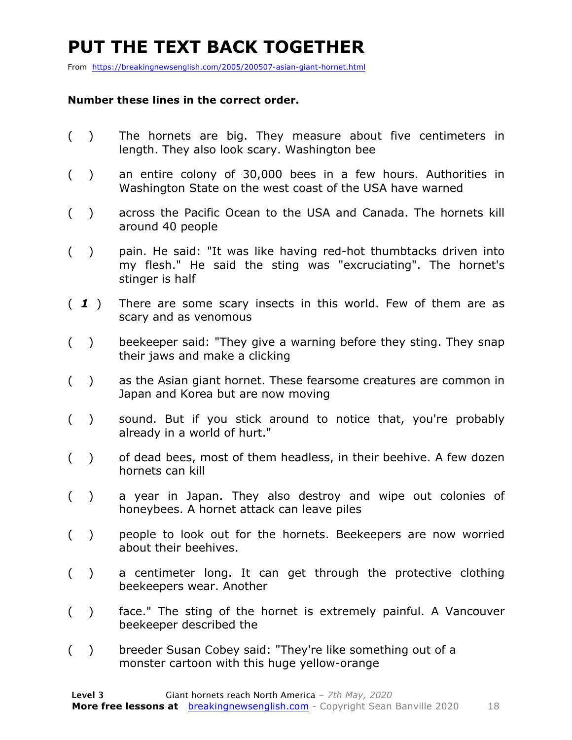# PUT THE TEXT BACK TOGETHER

From https://breakingnewsenglish.com/2005/200507-asian-giant-hornet.html

**Number these lines in the correct order.**

( ) The hornets are big. They measure about five centimeters in length. They also look scary. Washington bee

( ) an entire colony of 30,000 bees in a few hours. Authorities in Washington State on the west coast of the USA have warned

( ) across the Pacific Ocean to the USA and Canada. The hornets kill around 40 people

( ) pain. He said: "It was like having red-hot thumbtacks driven into my flesh." He said the sting was "excruciating". The hornet's stinger is half

( ***1*** ) There are some scary insects in this world. Few of them are as scary and as venomous

( ) beekeeper said: "They give a warning before they sting. They snap their jaws and make a clicking

( ) as the Asian giant hornet. These fearsome creatures are common in Japan and Korea but are now moving

( ) sound. But if you stick around to notice that, you're probably already in a world of hurt."

( ) of dead bees, most of them headless, in their beehive. A few dozen hornets can kill

( ) a year in Japan. They also destroy and wipe out colonies of honeybees. A hornet attack can leave piles

( ) people to look out for the hornets. Beekeepers are now worried about their beehives.

( ) a centimeter long. It can get through the protective clothing beekeepers wear. Another

( ) face." The sting of the hornet is extremely painful. A Vancouver beekeeper described the

( ) breeder Susan Cobey said: "They're like something out of a monster cartoon with this huge yellow-orange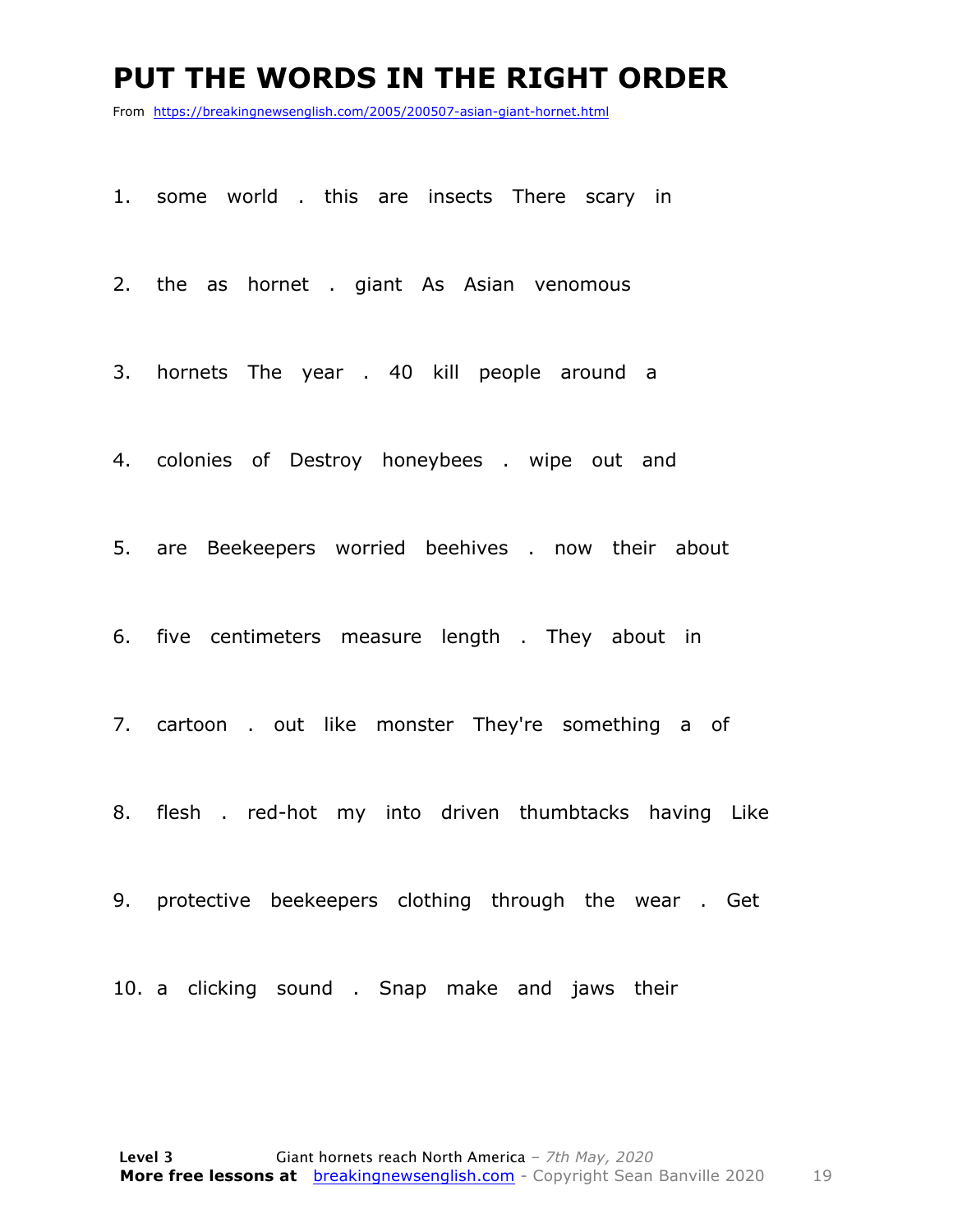# PUT THE WORDS IN THE RIGHT ORDER

From https://breakingnewsenglish.com/2005/200507-asian-giant-hornet.html

1. some world . this are insects There scary in

2. the as hornet . giant As Asian venomous

3. hornets The year . 40 kill people around a

4. colonies of Destroy honeybees . wipe out and

5. are Beekeepers worried beehives . now their about

6. five centimeters measure length . They about in

7. cartoon . out like monster They're something a of

8. flesh . red-hot my into driven thumbtacks having Like

9. protective beekeepers clothing through the wear . Get

10. a clicking sound . Snap make and jaws their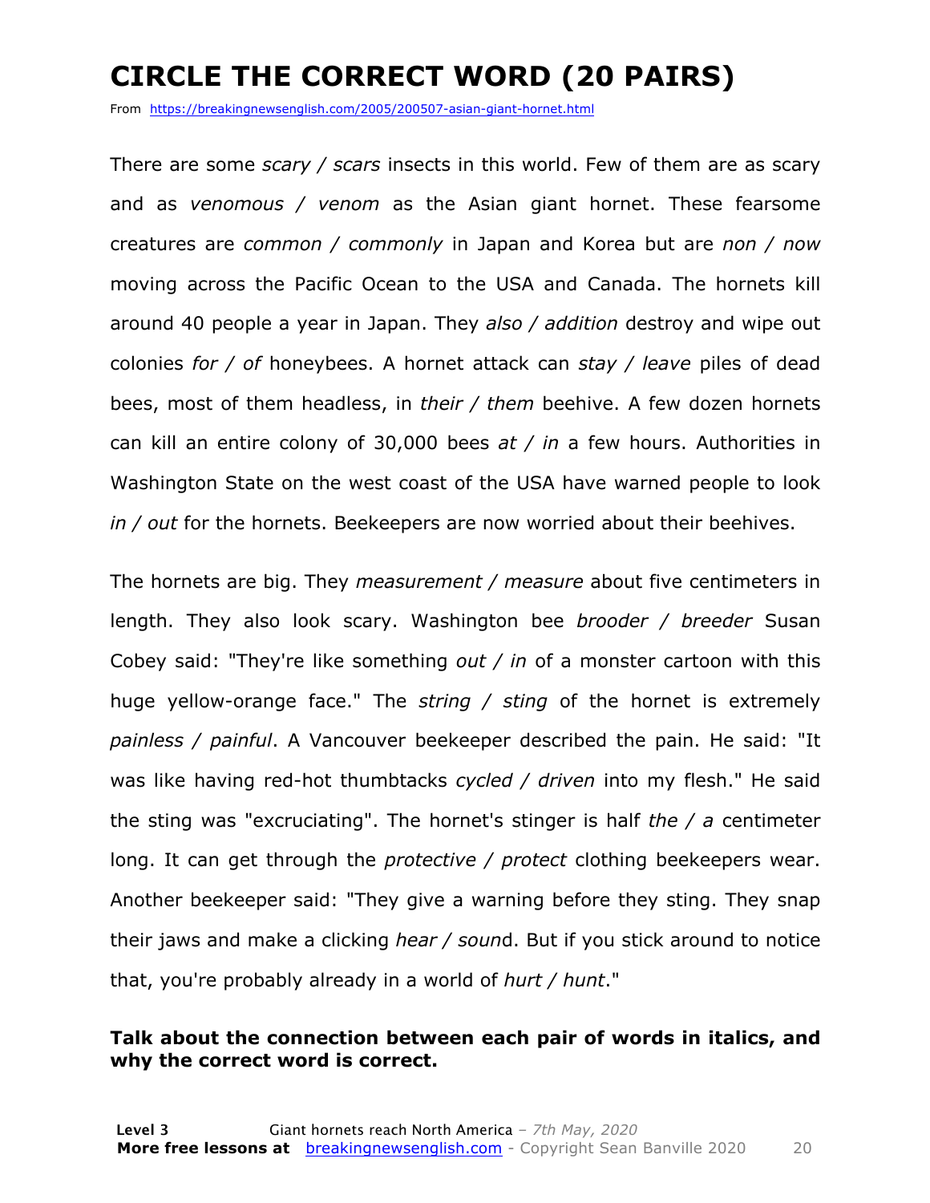# CIRCLE THE CORRECT WORD (20 PAIRS)

From https://breakingnewsenglish.com/2005/200507-asian-giant-hornet.html

There are some *scary / scars* insects in this world. Few of them are as scary and as *venomous / venom* as the Asian giant hornet. These fearsome creatures are *common / commonly* in Japan and Korea but are *non / now* moving across the Pacific Ocean to the USA and Canada. The hornets kill around 40 people a year in Japan. They *also / addition* destroy and wipe out colonies *for / of* honeybees. A hornet attack can *stay / leave* piles of dead bees, most of them headless, in *their / them* beehive. A few dozen hornets can kill an entire colony of 30,000 bees *at / in* a few hours. Authorities in Washington State on the west coast of the USA have warned people to look *in / out* for the hornets. Beekeepers are now worried about their beehives.

The hornets are big. They *measurement / measure* about five centimeters in length. They also look scary. Washington bee *brooder / breeder* Susan Cobey said: "They're like something *out / in* of a monster cartoon with this huge yellow-orange face." The *string / sting* of the hornet is extremely *painless / painful*. A Vancouver beekeeper described the pain. He said: "It was like having red-hot thumbtacks *cycled / driven* into my flesh." He said the sting was "excruciating". The hornet's stinger is half *the / a* centimeter long. It can get through the *protective / protect* clothing beekeepers wear. Another beekeeper said: "They give a warning before they sting. They snap their jaws and make a clicking *hear / sound*. But if you stick around to notice that, you're probably already in a world of *hurt / hunt*."

**Talk about the connection between each pair of words in italics, and why the correct word is correct.**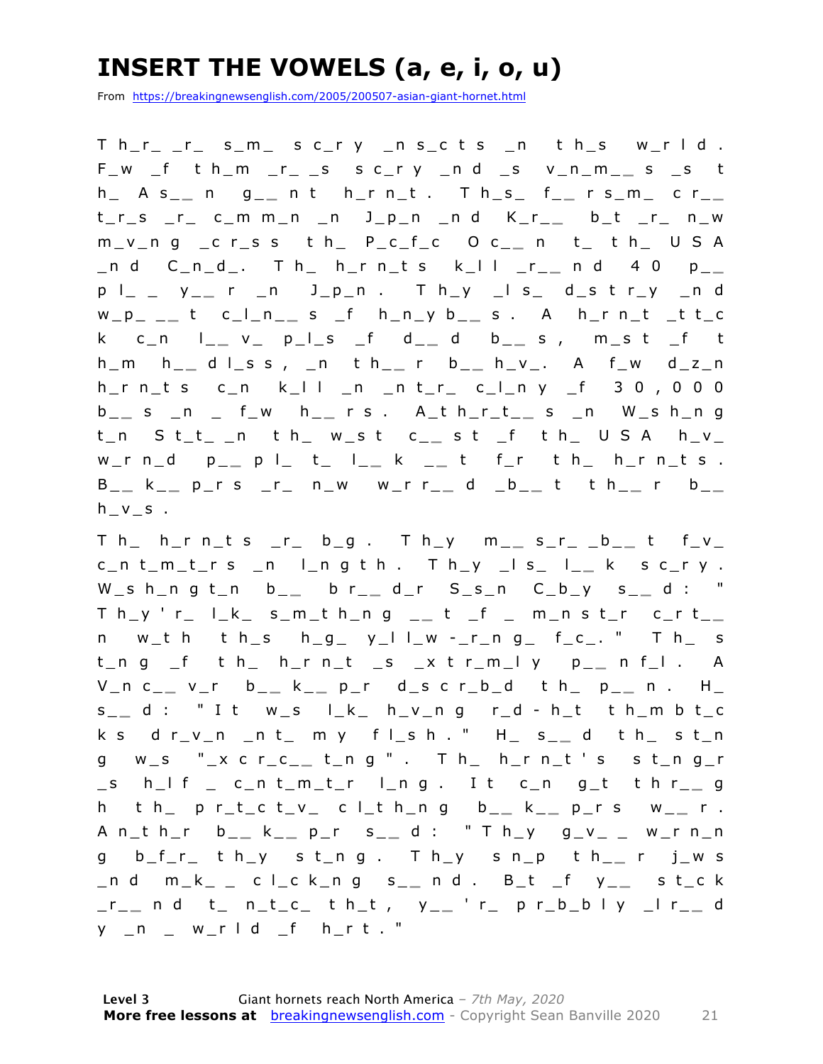# INSERT THE VOWELS (a, e, i, o, u)

From https://breakingnewsenglish.com/2005/200507-asian-giant-hornet.html

T h_r_ _r_ s_m_ s c_r y _n s_c t s _n t h_s w_r l d . F_w _f t h_m _r_ _s s c_r y _n d _s v_n_m_ _ s _s t h_ A s_ _ n g_ _ n t h_r n_t . T h_s_ f_ _ r s_m_ c r_ _ t_r_s _r_ c_m m_n _n J_p_n _n d K_r_ _ b_t _r_ n_w m_v_n g _c r_s s t h_ P_c_f_c O c_ _ n t_ t h_ U S A _n d C_n_d_. T h_ h_r n_t s k_l l _r_ _ n d 4 0 p_ _ p l_ _ y_ _ r _n J_p_n . T h_y _l s_ d_s t r_y _n d w_p_ _ _ t c_l_n_ _ s _f h_n_y b_ _ s . A h_r n_t _t t_c k c_n l_ _ v_ p_l_s _f d_ _ d b_ _ s , m_s t _f t h_m h_ _ d l_s s , _n t h_ _ r b_ _ h_v_. A f_w d_z_n h_r n_t s c_n k_l l _n _n t_r_ c_l_n y _f 3 0 , 0 0 0 b_ _ s _n _ f_w h_ _ r s . A_t h_r_t_ _ s _n W_s h_n g t_n S t_t_ _n t h_ w_s t c_ _ s t _f t h_ U S A h_v_ w_r n_d p_ _ p l_ t_ l_ _ k _ _ t f_r t h_ h_r n_t s . B_ _ k_ _ p_r s _r_ n_w w_r r_ _ d _b_ _ t t h_ _ r b_ _ h_v_s .

T h_ h_r n_t s _r_ b_g . T h_y m_ _ s_r_ _b_ _ t f_v_ c_n t_m_t_r s _n l_n g t h . T h_y _l s_ l_ _ k s c_r y . W_s h_n g t_n b_ _ b r_ _ d_r S_s_n C_b_y s_ _ d : " T h_y ' r_ l_k_ s_m_t h_n g _ _ t _f _ m_n s t_r c_r t_ _ n w_t h t h_s h_g_ y_l l_w -_r_n g_ f_c_. " T h_ s t_n g _f t h_ h_r n_t _s _x t r_m_l y p_ _ n f_l . A V_n c_ _ v_r b_ _ k_ _ p_r d_s c r_b_d t h_ p_ _ n . H_ s_ _ d : " I t w_s l_k_ h_v_n g r_d - h_t t h_m b t_c k s d r_v_n _n t_ m y f l_s h . " H_ s_ _ d t h_ s t_n g w_s "_x c r_c_ _ t_n g " . T h_ h_r n_t ' s s t_n g_r _s h_l f _ c_n t_m_t_r l_n g . I t c_n g_t t h r_ _ g h t h_ p r_t_c t_v_ c l_t h_n g b_ _ k_ _ p_r s w_ _ r . A n_t h_r b_ _ k_ _ p_r s_ _ d : " T h_y g_v_ _ w_r n_n g b_f_r_ t h_y s t_n g . T h_y s n_p t h_ _ r j_w s _n d m_k_ _ c l_c k_n g s_ _ n d . B_t _f y_ _ s t_c k _r_ _ n d t_ n_t_c_ t h_t , y_ _ ' r_ p r_b_b l y _l r_ _ d y _n _ w_r l d _f h_r t . "

**Level 3** Giant hornets reach North America – *7th May, 2020*
**More free lessons at** breakingnewsenglish.com - Copyright Sean Banville 2020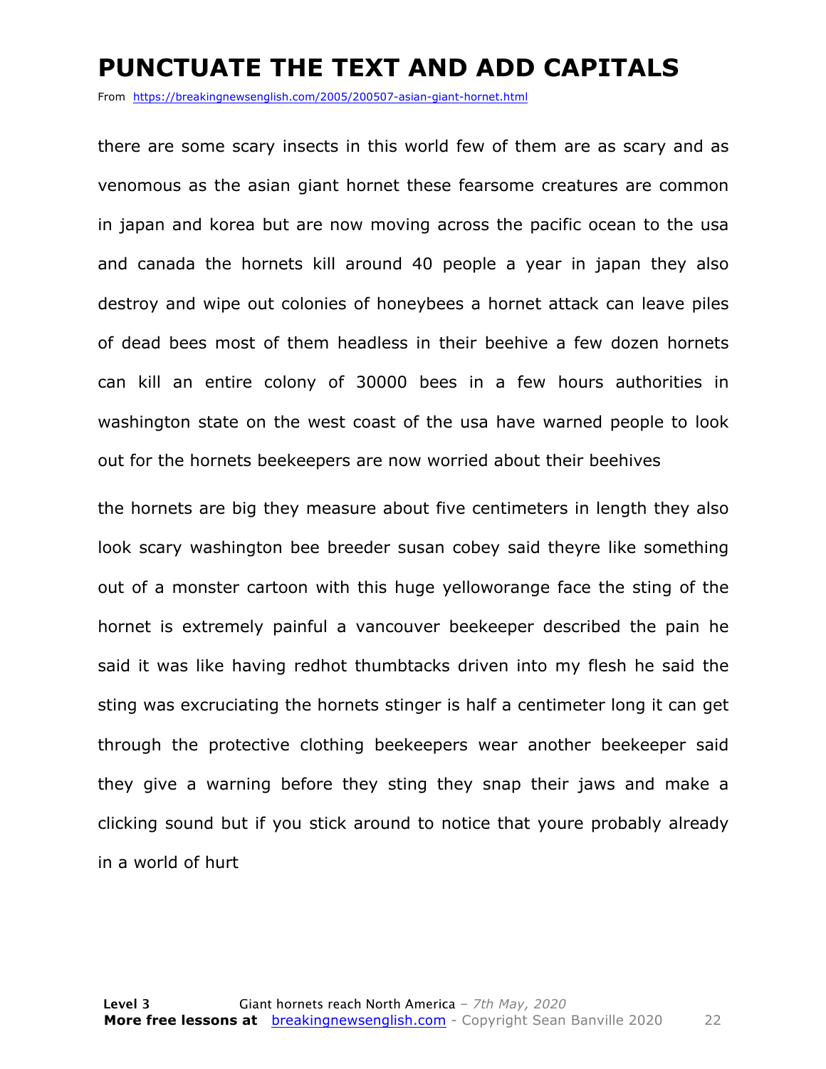# PUNCTUATE THE TEXT AND ADD CAPITALS

From https://breakingnewsenglish.com/2005/200507-asian-giant-hornet.html

there are some scary insects in this world few of them are as scary and as venomous as the asian giant hornet these fearsome creatures are common in japan and korea but are now moving across the pacific ocean to the usa and canada the hornets kill around 40 people a year in japan they also destroy and wipe out colonies of honeybees a hornet attack can leave piles of dead bees most of them headless in their beehive a few dozen hornets can kill an entire colony of 30000 bees in a few hours authorities in washington state on the west coast of the usa have warned people to look out for the hornets beekeepers are now worried about their beehives

the hornets are big they measure about five centimeters in length they also look scary washington bee breeder susan cobey said theyre like something out of a monster cartoon with this huge yelloworange face the sting of the hornet is extremely painful a vancouver beekeeper described the pain he said it was like having redhot thumbtacks driven into my flesh he said the sting was excruciating the hornets stinger is half a centimeter long it can get through the protective clothing beekeepers wear another beekeeper said they give a warning before they sting they snap their jaws and make a clicking sound but if you stick around to notice that youre probably already in a world of hurt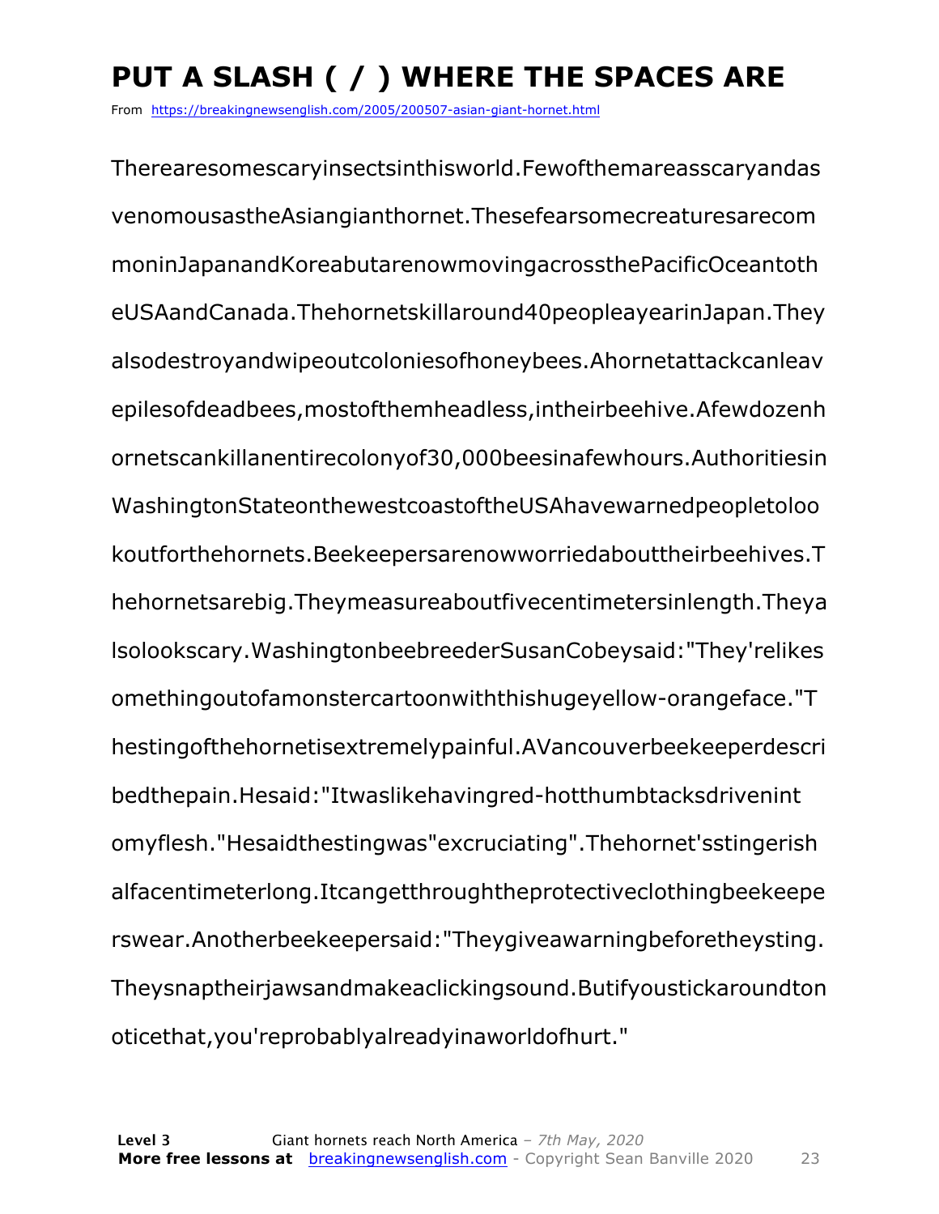# PUT A SLASH ( / ) WHERE THE SPACES ARE

From https://breakingnewsenglish.com/2005/200507-asian-giant-hornet.html

Therearesomescaryinsectsinthisworld.Fewofthemareasscaryandas venomousastheAsiangianthornet.Thesefearsomecreaturesarecom moninJapanandKoreabutarenowmovingacrossthePacificOceantoth eUSAandCanada.Thehornetskillaround40peopleayearinJapan.They alsodestroyandwipeoutcoloniesofhoneybees.Ahornetattackcanleav epilesofdeadbees,mostofthemheadless,intheirbeehive.Afewdozenh ornetscankillanentirecolonyof30,000beesinafewhours.Authoritiesin WashingtonStateonthewestcoastoftheUSAhavewarnedpeopletoloo koutforthehornets.Beekeepersarenowworriedabouttheirbeehives.T hehornetsarebig.Theymeasureaboutfivecentimetersinlength.Theya lsolookscary.WashingtonbeebreederSusanCobeysaid:"They'relikes omethingoutofamonstercartoonwiththishugeyellow-orangeface."T hestingofthehornetisextremelypainful.AVancouverbeekeeperdescri bedthepain.Hesaid:"Itwaslikehavingred-hotthumbtacksdrivenint omyflesh."Hesaidthestingwas"excruciating".Thehornet'sstingerish alfacentimeterlong.Itcangetthroughtheprotectiveclothingbeekeepe rswear.Anotherbeekeepersaid:"Theygiveawarningbeforetheysting. Theysnaptheirjawsandmakeaclickingsound.Butifyoustickaroundton oticethat,you'reprobablyalreadyinaworldofhurt."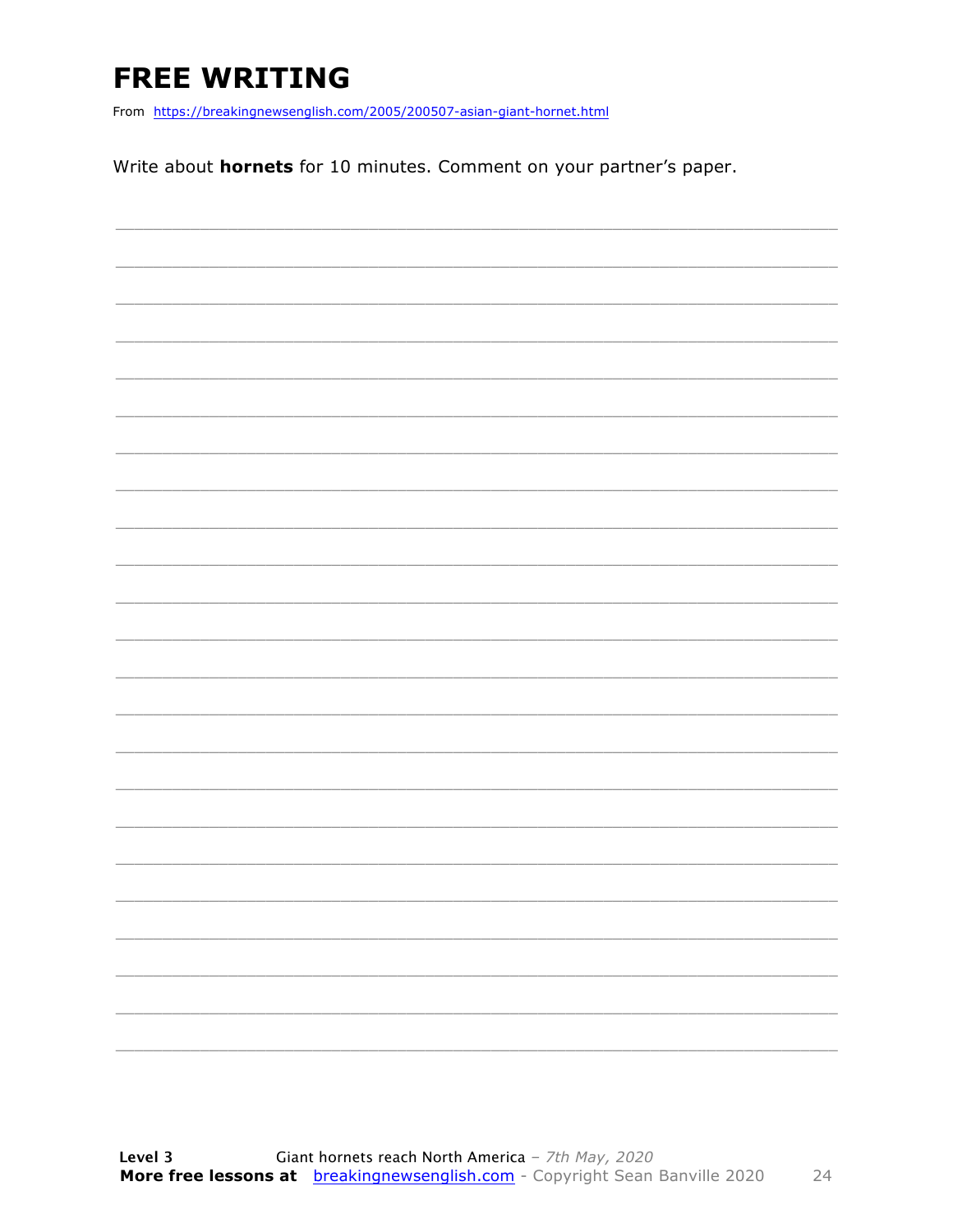# FREE WRITING

From https://breakingnewsenglish.com/2005/200507-asian-giant-hornet.html

Write about **hornets** for 10 minutes. Comment on your partner's paper.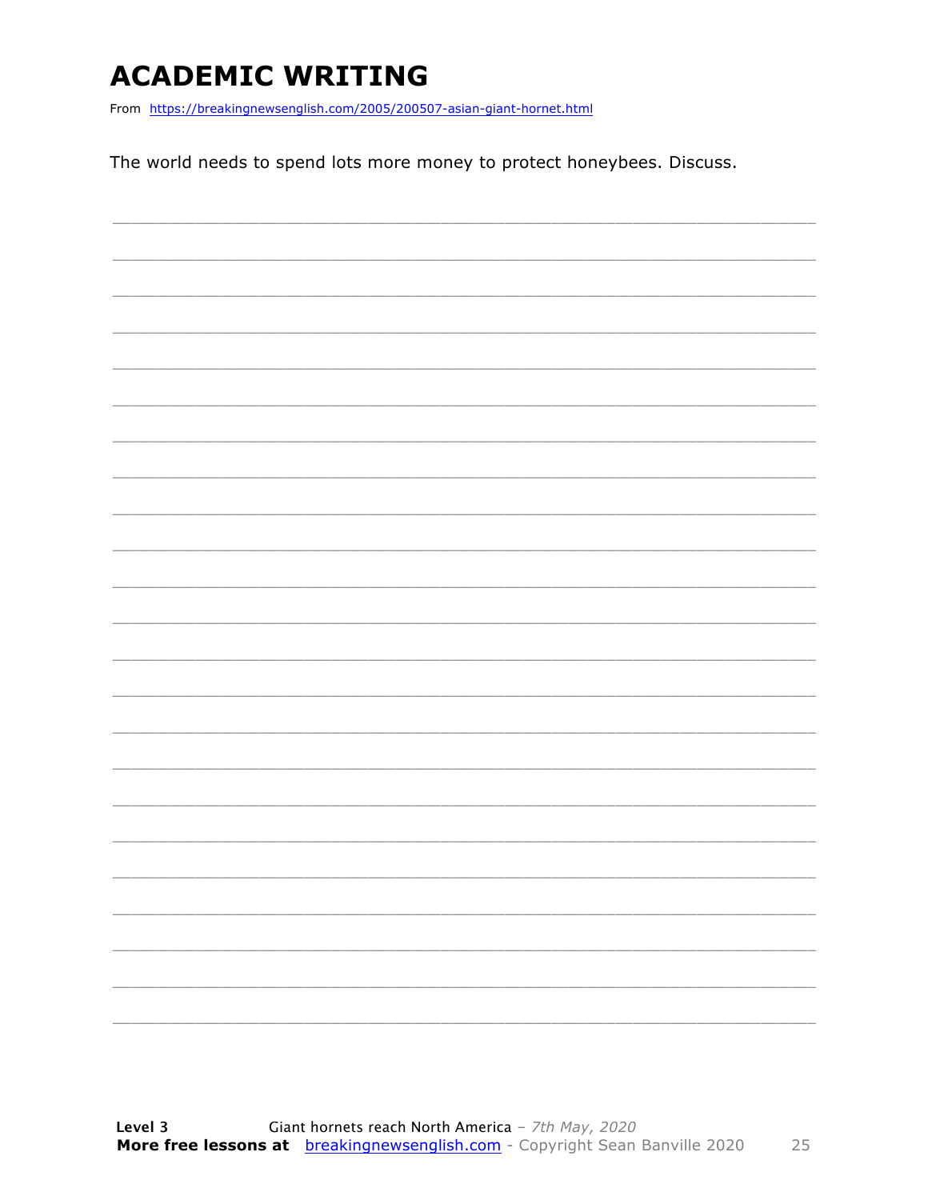# ACADEMIC WRITING

From https://breakingnewsenglish.com/2005/200507-asian-giant-hornet.html

The world needs to spend lots more money to protect honeybees. Discuss.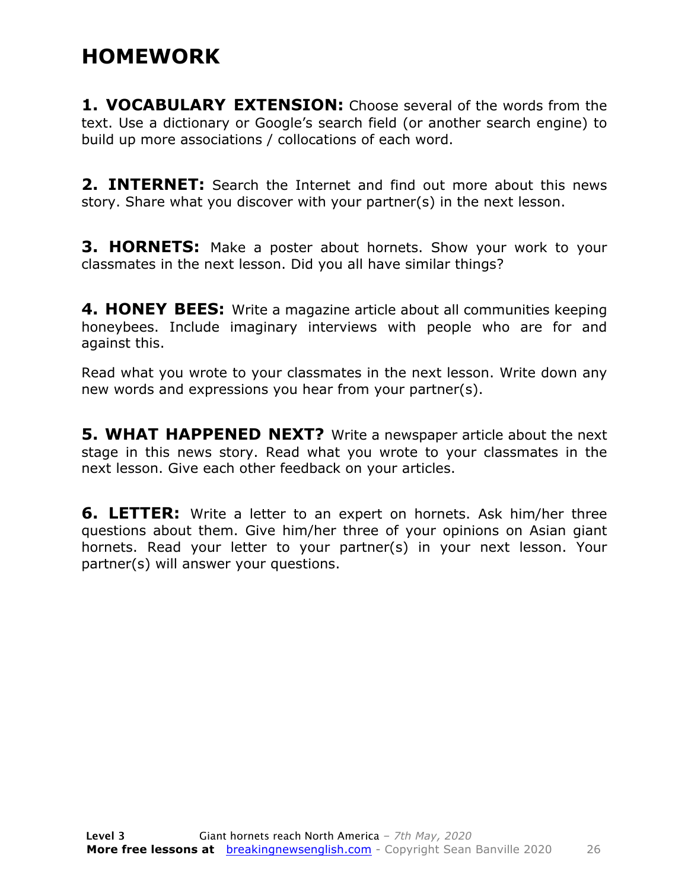# HOMEWORK

**1. VOCABULARY EXTENSION:** Choose several of the words from the text. Use a dictionary or Google's search field (or another search engine) to build up more associations / collocations of each word.

**2. INTERNET:** Search the Internet and find out more about this news story. Share what you discover with your partner(s) in the next lesson.

**3. HORNETS:** Make a poster about hornets. Show your work to your classmates in the next lesson. Did you all have similar things?

**4. HONEY BEES:** Write a magazine article about all communities keeping honeybees. Include imaginary interviews with people who are for and against this.

Read what you wrote to your classmates in the next lesson. Write down any new words and expressions you hear from your partner(s).

**5. WHAT HAPPENED NEXT?** Write a newspaper article about the next stage in this news story. Read what you wrote to your classmates in the next lesson. Give each other feedback on your articles.

**6. LETTER:** Write a letter to an expert on hornets. Ask him/her three questions about them. Give him/her three of your opinions on Asian giant hornets. Read your letter to your partner(s) in your next lesson. Your partner(s) will answer your questions.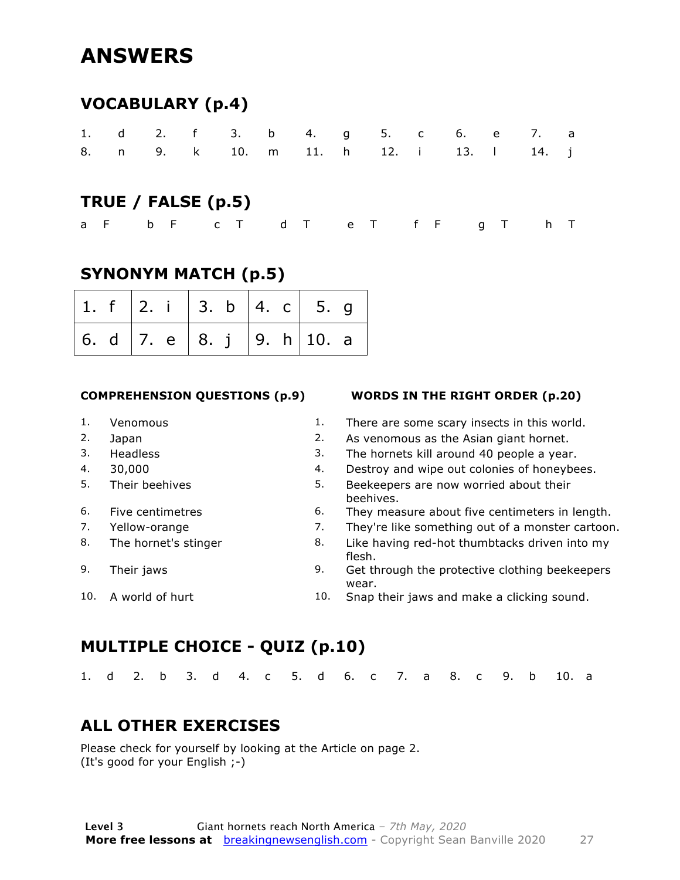# ANSWERS

## VOCABULARY (p.4)

| | | | | | | | | | | | | | |
|---|---|---|---|---|---|---|---|---|---|---|---|---|---|
| 1. | d | 2. | f | 3. | b | 4. | g | 5. | c | 6. | e | 7. | a |
| 8. | n | 9. | k | 10. | m | 11. | h | 12. | i | 13. | l | 14. | j |

## TRUE / FALSE (p.5)

a F   b F   c T   d T   e T   f F   g T   h T

## SYNONYM MATCH (p.5)

| | | | | |
|---|---|---|---|---|
| 1. f | 2. i | 3. b | 4. c | 5. g |
| 6. d | 7. e | 8. j | 9. h | 10. a |

### COMPREHENSION QUESTIONS (p.9)

1. Venomous
2. Japan
3. Headless
4. 30,000
5. Their beehives
6. Five centimetres
7. Yellow-orange
8. The hornet's stinger
9. Their jaws
10. A world of hurt

### WORDS IN THE RIGHT ORDER (p.20)

1. There are some scary insects in this world.
2. As venomous as the Asian giant hornet.
3. The hornets kill around 40 people a year.
4. Destroy and wipe out colonies of honeybees.
5. Beekeepers are now worried about their beehives.
6. They measure about five centimeters in length.
7. They're like something out of a monster cartoon.
8. Like having red-hot thumbtacks driven into my flesh.
9. Get through the protective clothing beekeepers wear.
10. Snap their jaws and make a clicking sound.

## MULTIPLE CHOICE - QUIZ (p.10)

1. d   2. b   3. d   4. c   5. d   6. c   7. a   8. c   9. b   10. a

## ALL OTHER EXERCISES

Please check for yourself by looking at the Article on page 2.
(It's good for your English ;-)